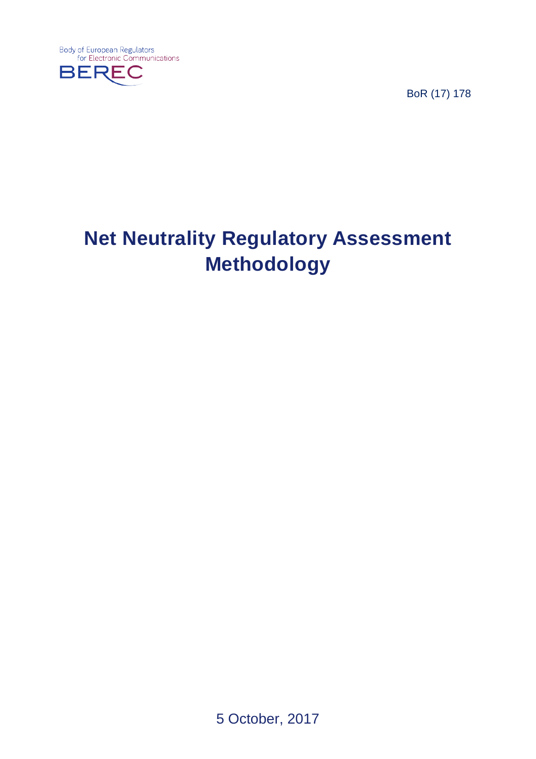Body of European Regulators for Electronic Communications

BEREC

BoR (17) 178

# Net Neutrality Regulatory Assessment Methodology

5 October, 2017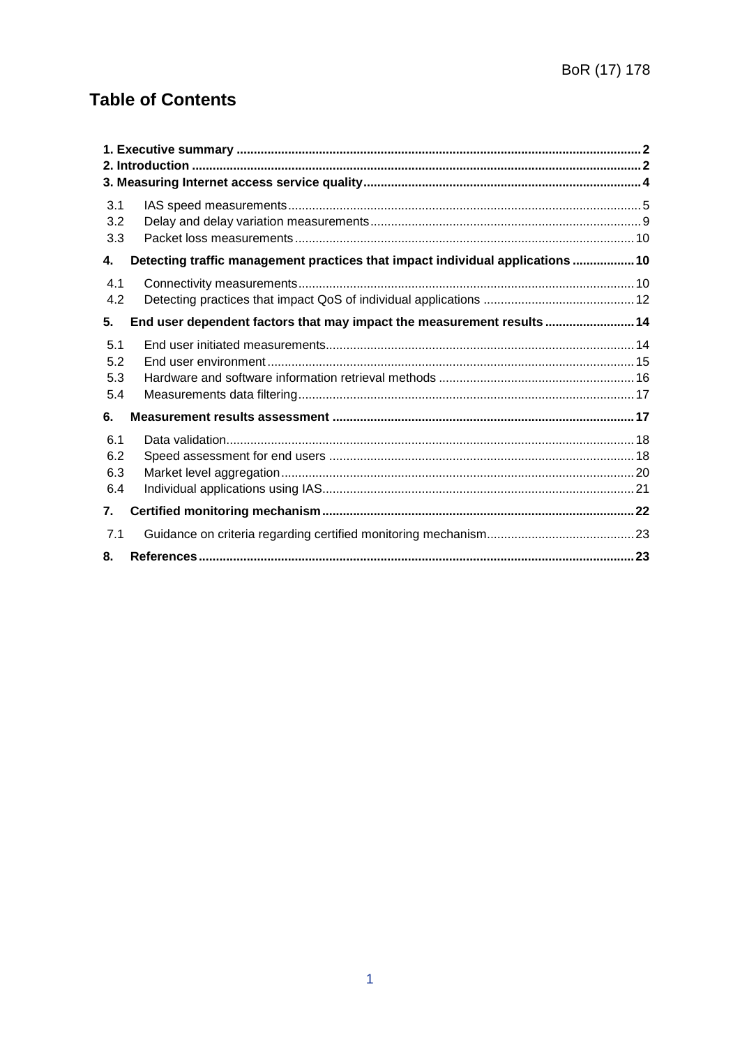# Table of Contents

**1. Executive summary** .......... 2
**2. Introduction** .......... 2
**3. Measuring Internet access service quality** .......... 4

- 3.1 IAS speed measurements .......... 5
- 3.2 Delay and delay variation measurements .......... 9
- 3.3 Packet loss measurements .......... 10

**4. Detecting traffic management practices that impact individual applications** .......... 10

- 4.1 Connectivity measurements .......... 10
- 4.2 Detecting practices that impact QoS of individual applications .......... 12

**5. End user dependent factors that may impact the measurement results** .......... 14

- 5.1 End user initiated measurements .......... 14
- 5.2 End user environment .......... 15
- 5.3 Hardware and software information retrieval methods .......... 16
- 5.4 Measurements data filtering .......... 17

**6. Measurement results assessment** .......... 17

- 6.1 Data validation .......... 18
- 6.2 Speed assessment for end users .......... 18
- 6.3 Market level aggregation .......... 20
- 6.4 Individual applications using IAS .......... 21

**7. Certified monitoring mechanism** .......... 22

- 7.1 Guidance on criteria regarding certified monitoring mechanism .......... 23

**8. References** .......... 23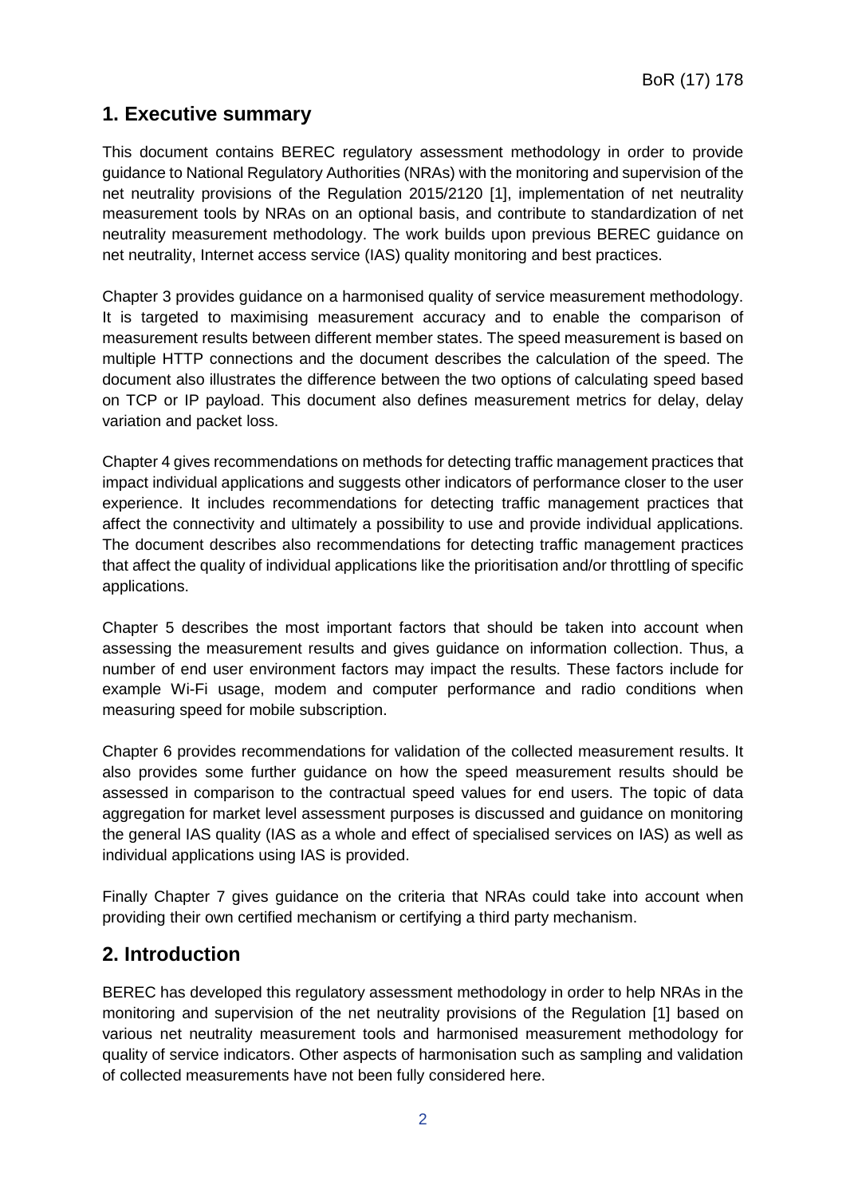## 1. Executive summary

This document contains BEREC regulatory assessment methodology in order to provide guidance to National Regulatory Authorities (NRAs) with the monitoring and supervision of the net neutrality provisions of the Regulation 2015/2120 [1], implementation of net neutrality measurement tools by NRAs on an optional basis, and contribute to standardization of net neutrality measurement methodology. The work builds upon previous BEREC guidance on net neutrality, Internet access service (IAS) quality monitoring and best practices.

Chapter 3 provides guidance on a harmonised quality of service measurement methodology. It is targeted to maximising measurement accuracy and to enable the comparison of measurement results between different member states. The speed measurement is based on multiple HTTP connections and the document describes the calculation of the speed. The document also illustrates the difference between the two options of calculating speed based on TCP or IP payload. This document also defines measurement metrics for delay, delay variation and packet loss.

Chapter 4 gives recommendations on methods for detecting traffic management practices that impact individual applications and suggests other indicators of performance closer to the user experience. It includes recommendations for detecting traffic management practices that affect the connectivity and ultimately a possibility to use and provide individual applications. The document describes also recommendations for detecting traffic management practices that affect the quality of individual applications like the prioritisation and/or throttling of specific applications.

Chapter 5 describes the most important factors that should be taken into account when assessing the measurement results and gives guidance on information collection. Thus, a number of end user environment factors may impact the results. These factors include for example Wi-Fi usage, modem and computer performance and radio conditions when measuring speed for mobile subscription.

Chapter 6 provides recommendations for validation of the collected measurement results. It also provides some further guidance on how the speed measurement results should be assessed in comparison to the contractual speed values for end users. The topic of data aggregation for market level assessment purposes is discussed and guidance on monitoring the general IAS quality (IAS as a whole and effect of specialised services on IAS) as well as individual applications using IAS is provided.

Finally Chapter 7 gives guidance on the criteria that NRAs could take into account when providing their own certified mechanism or certifying a third party mechanism.

## 2. Introduction

BEREC has developed this regulatory assessment methodology in order to help NRAs in the monitoring and supervision of the net neutrality provisions of the Regulation [1] based on various net neutrality measurement tools and harmonised measurement methodology for quality of service indicators. Other aspects of harmonisation such as sampling and validation of collected measurements have not been fully considered here.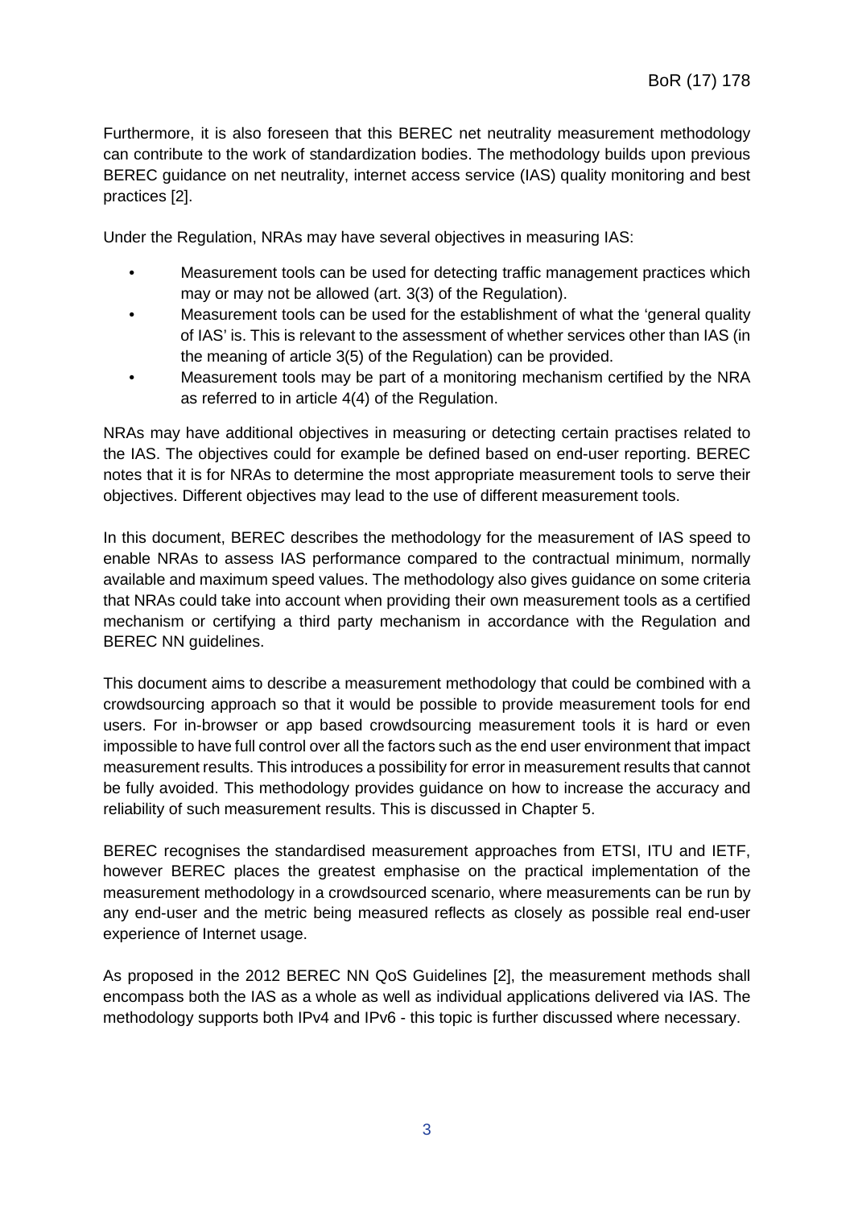Furthermore, it is also foreseen that this BEREC net neutrality measurement methodology can contribute to the work of standardization bodies. The methodology builds upon previous BEREC guidance on net neutrality, internet access service (IAS) quality monitoring and best practices [2].

Under the Regulation, NRAs may have several objectives in measuring IAS:

- Measurement tools can be used for detecting traffic management practices which may or may not be allowed (art. 3(3) of the Regulation).
- Measurement tools can be used for the establishment of what the 'general quality of IAS' is. This is relevant to the assessment of whether services other than IAS (in the meaning of article 3(5) of the Regulation) can be provided.
- Measurement tools may be part of a monitoring mechanism certified by the NRA as referred to in article 4(4) of the Regulation.

NRAs may have additional objectives in measuring or detecting certain practises related to the IAS. The objectives could for example be defined based on end-user reporting. BEREC notes that it is for NRAs to determine the most appropriate measurement tools to serve their objectives. Different objectives may lead to the use of different measurement tools.

In this document, BEREC describes the methodology for the measurement of IAS speed to enable NRAs to assess IAS performance compared to the contractual minimum, normally available and maximum speed values. The methodology also gives guidance on some criteria that NRAs could take into account when providing their own measurement tools as a certified mechanism or certifying a third party mechanism in accordance with the Regulation and BEREC NN guidelines.

This document aims to describe a measurement methodology that could be combined with a crowdsourcing approach so that it would be possible to provide measurement tools for end users. For in-browser or app based crowdsourcing measurement tools it is hard or even impossible to have full control over all the factors such as the end user environment that impact measurement results. This introduces a possibility for error in measurement results that cannot be fully avoided. This methodology provides guidance on how to increase the accuracy and reliability of such measurement results. This is discussed in Chapter 5.

BEREC recognises the standardised measurement approaches from ETSI, ITU and IETF, however BEREC places the greatest emphasise on the practical implementation of the measurement methodology in a crowdsourced scenario, where measurements can be run by any end-user and the metric being measured reflects as closely as possible real end-user experience of Internet usage.

As proposed in the 2012 BEREC NN QoS Guidelines [2], the measurement methods shall encompass both the IAS as a whole as well as individual applications delivered via IAS. The methodology supports both IPv4 and IPv6 - this topic is further discussed where necessary.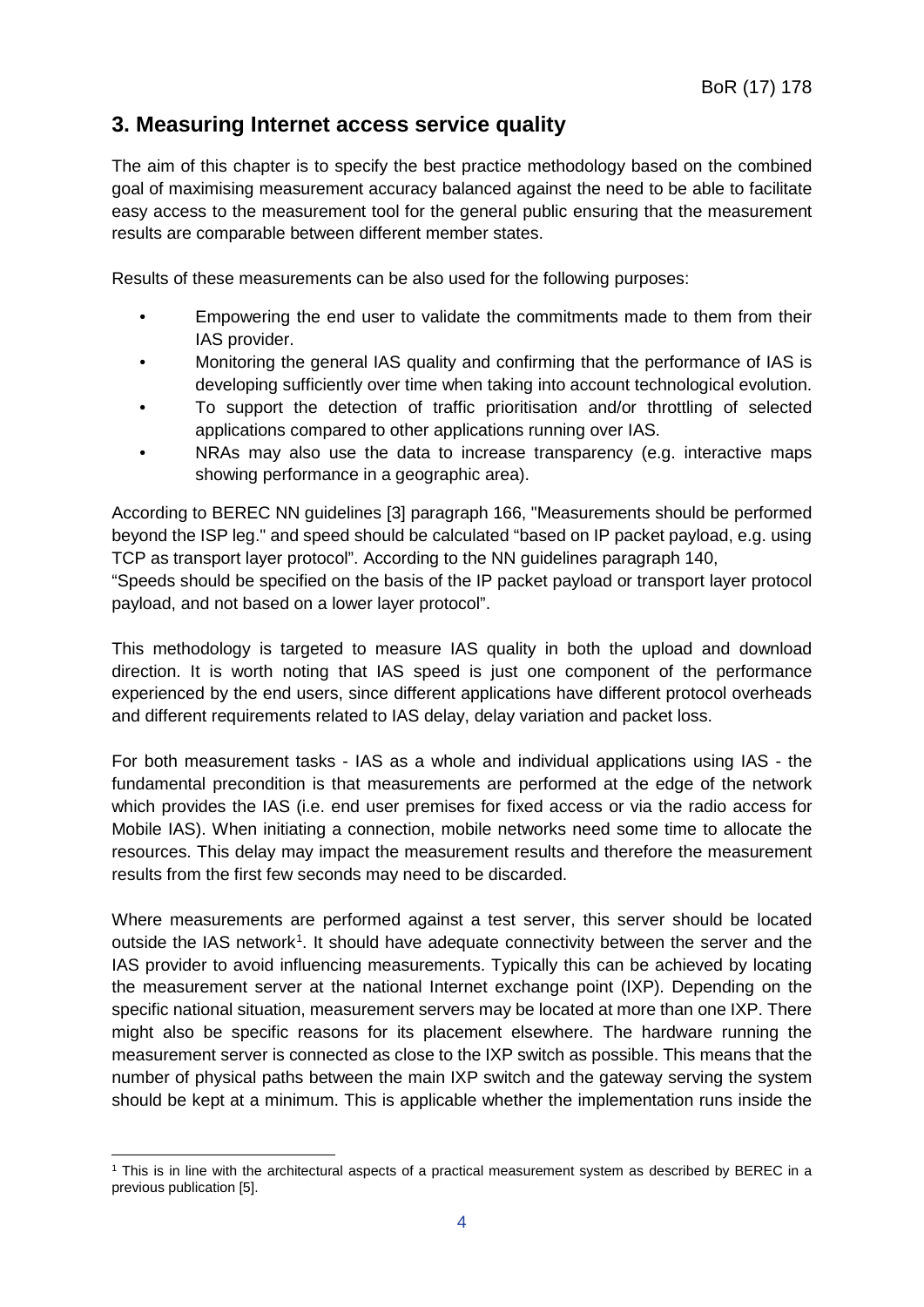## 3. Measuring Internet access service quality

The aim of this chapter is to specify the best practice methodology based on the combined goal of maximising measurement accuracy balanced against the need to be able to facilitate easy access to the measurement tool for the general public ensuring that the measurement results are comparable between different member states.

Results of these measurements can be also used for the following purposes:

- Empowering the end user to validate the commitments made to them from their IAS provider.
- Monitoring the general IAS quality and confirming that the performance of IAS is developing sufficiently over time when taking into account technological evolution.
- To support the detection of traffic prioritisation and/or throttling of selected applications compared to other applications running over IAS.
- NRAs may also use the data to increase transparency (e.g. interactive maps showing performance in a geographic area).

According to BEREC NN guidelines [3] paragraph 166, "Measurements should be performed beyond the ISP leg." and speed should be calculated "based on IP packet payload, e.g. using TCP as transport layer protocol". According to the NN guidelines paragraph 140, "Speeds should be specified on the basis of the IP packet payload or transport layer protocol payload, and not based on a lower layer protocol".

This methodology is targeted to measure IAS quality in both the upload and download direction. It is worth noting that IAS speed is just one component of the performance experienced by the end users, since different applications have different protocol overheads and different requirements related to IAS delay, delay variation and packet loss.

For both measurement tasks - IAS as a whole and individual applications using IAS - the fundamental precondition is that measurements are performed at the edge of the network which provides the IAS (i.e. end user premises for fixed access or via the radio access for Mobile IAS). When initiating a connection, mobile networks need some time to allocate the resources. This delay may impact the measurement results and therefore the measurement results from the first few seconds may need to be discarded.

Where measurements are performed against a test server, this server should be located outside the IAS network[1]. It should have adequate connectivity between the server and the IAS provider to avoid influencing measurements. Typically this can be achieved by locating the measurement server at the national Internet exchange point (IXP). Depending on the specific national situation, measurement servers may be located at more than one IXP. There might also be specific reasons for its placement elsewhere. The hardware running the measurement server is connected as close to the IXP switch as possible. This means that the number of physical paths between the main IXP switch and the gateway serving the system should be kept at a minimum. This is applicable whether the implementation runs inside the

[1] This is in line with the architectural aspects of a practical measurement system as described by BEREC in a previous publication [5].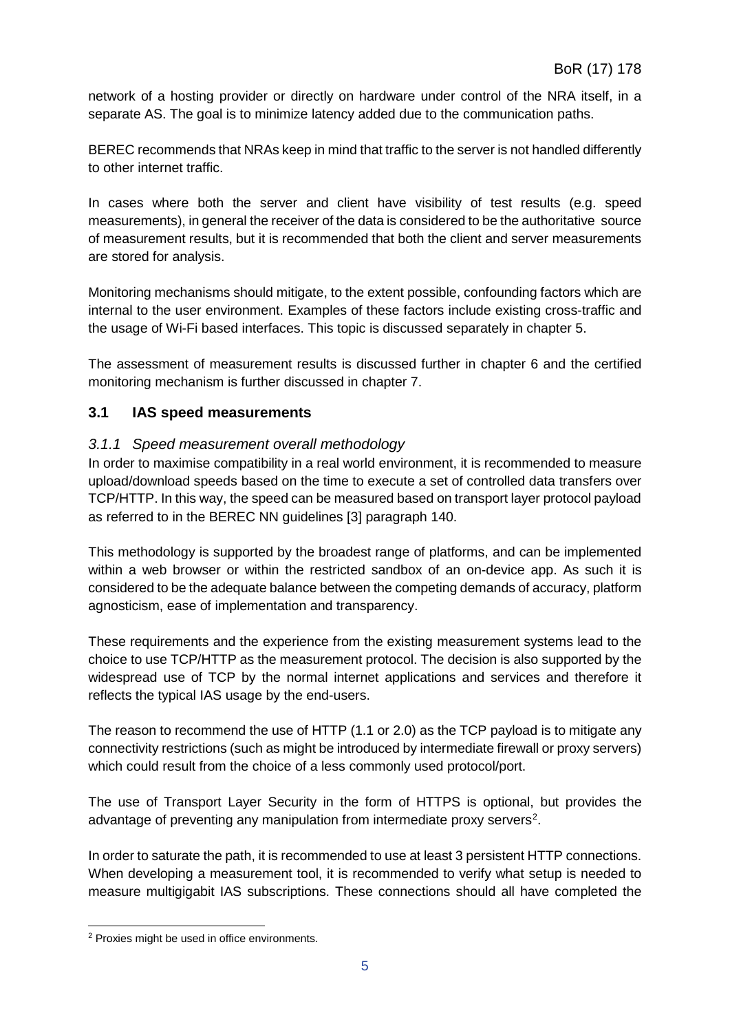network of a hosting provider or directly on hardware under control of the NRA itself, in a separate AS. The goal is to minimize latency added due to the communication paths.

BEREC recommends that NRAs keep in mind that traffic to the server is not handled differently to other internet traffic.

In cases where both the server and client have visibility of test results (e.g. speed measurements), in general the receiver of the data is considered to be the authoritative source of measurement results, but it is recommended that both the client and server measurements are stored for analysis.

Monitoring mechanisms should mitigate, to the extent possible, confounding factors which are internal to the user environment. Examples of these factors include existing cross-traffic and the usage of Wi-Fi based interfaces. This topic is discussed separately in chapter 5.

The assessment of measurement results is discussed further in chapter 6 and the certified monitoring mechanism is further discussed in chapter 7.

## 3.1 IAS speed measurements

### *3.1.1 Speed measurement overall methodology*

In order to maximise compatibility in a real world environment, it is recommended to measure upload/download speeds based on the time to execute a set of controlled data transfers over TCP/HTTP. In this way, the speed can be measured based on transport layer protocol payload as referred to in the BEREC NN guidelines [3] paragraph 140.

This methodology is supported by the broadest range of platforms, and can be implemented within a web browser or within the restricted sandbox of an on-device app. As such it is considered to be the adequate balance between the competing demands of accuracy, platform agnosticism, ease of implementation and transparency.

These requirements and the experience from the existing measurement systems lead to the choice to use TCP/HTTP as the measurement protocol. The decision is also supported by the widespread use of TCP by the normal internet applications and services and therefore it reflects the typical IAS usage by the end-users.

The reason to recommend the use of HTTP (1.1 or 2.0) as the TCP payload is to mitigate any connectivity restrictions (such as might be introduced by intermediate firewall or proxy servers) which could result from the choice of a less commonly used protocol/port.

The use of Transport Layer Security in the form of HTTPS is optional, but provides the advantage of preventing any manipulation from intermediate proxy servers[2].

In order to saturate the path, it is recommended to use at least 3 persistent HTTP connections. When developing a measurement tool, it is recommended to verify what setup is needed to measure multigigabit IAS subscriptions. These connections should all have completed the

[2] Proxies might be used in office environments.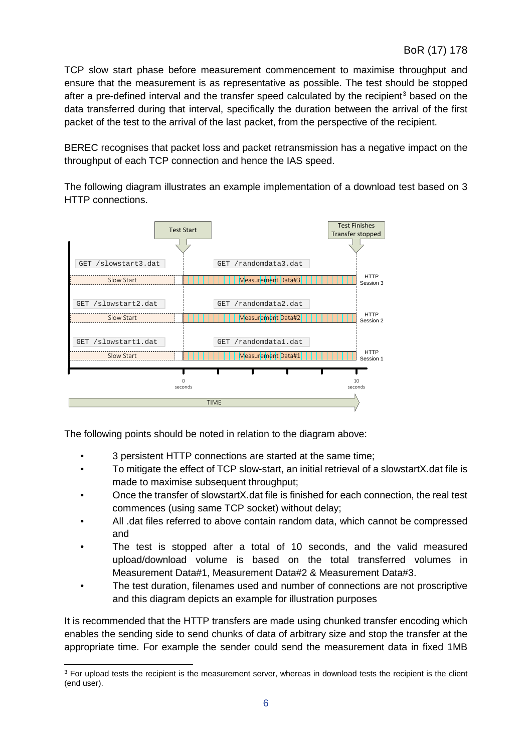TCP slow start phase before measurement commencement to maximise throughput and ensure that the measurement is as representative as possible. The test should be stopped after a pre-defined interval and the transfer speed calculated by the recipient[3] based on the data transferred during that interval, specifically the duration between the arrival of the first packet of the test to the arrival of the last packet, from the perspective of the recipient.

BEREC recognises that packet loss and packet retransmission has a negative impact on the throughput of each TCP connection and hence the IAS speed.

The following diagram illustrates an example implementation of a download test based on 3 HTTP connections.

The following points should be noted in relation to the diagram above:

- 3 persistent HTTP connections are started at the same time;
- To mitigate the effect of TCP slow-start, an initial retrieval of a slowstartX.dat file is made to maximise subsequent throughput;
- Once the transfer of slowstartX.dat file is finished for each connection, the real test commences (using same TCP socket) without delay;
- All .dat files referred to above contain random data, which cannot be compressed and
- The test is stopped after a total of 10 seconds, and the valid measured upload/download volume is based on the total transferred volumes in Measurement Data#1, Measurement Data#2 & Measurement Data#3.
- The test duration, filenames used and number of connections are not proscriptive and this diagram depicts an example for illustration purposes

It is recommended that the HTTP transfers are made using chunked transfer encoding which enables the sending side to send chunks of data of arbitrary size and stop the transfer at the appropriate time. For example the sender could send the measurement data in fixed 1MB

[3] For upload tests the recipient is the measurement server, whereas in download tests the recipient is the client (end user).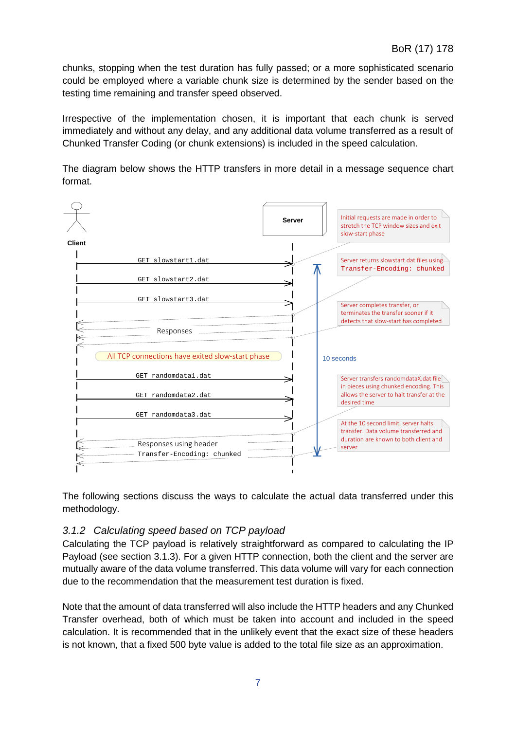chunks, stopping when the test duration has fully passed; or a more sophisticated scenario could be employed where a variable chunk size is determined by the sender based on the testing time remaining and transfer speed observed.

Irrespective of the implementation chosen, it is important that each chunk is served immediately and without any delay, and any additional data volume transferred as a result of Chunked Transfer Coding (or chunk extensions) is included in the speed calculation.

The diagram below shows the HTTP transfers in more detail in a message sequence chart format.

Client

Server

Initial requests are made in order to stretch the TCP window sizes and exit slow-start phase

GET slowstart1.dat

Server returns slowstart.dat files using `Transfer-Encoding: chunked`

GET slowstart2.dat

GET slowstart3.dat

Server completes transfer, or terminates the transfer sooner if it detects that slow-start has completed

Responses

All TCP connections have exited slow-start phase

10 seconds

GET randomdata1.dat

Server transfers randomdataX.dat file in pieces using chunked encoding. This allows the server to halt transfer at the desired time

GET randomdata2.dat

GET randomdata3.dat

At the 10 second limit, server halts transfer. Data volume transferred and duration are known to both client and server

Responses using header `Transfer-Encoding: chunked`

The following sections discuss the ways to calculate the actual data transferred under this methodology.

### *3.1.2 Calculating speed based on TCP payload*

Calculating the TCP payload is relatively straightforward as compared to calculating the IP Payload (see section 3.1.3). For a given HTTP connection, both the client and the server are mutually aware of the data volume transferred. This data volume will vary for each connection due to the recommendation that the measurement test duration is fixed.

Note that the amount of data transferred will also include the HTTP headers and any Chunked Transfer overhead, both of which must be taken into account and included in the speed calculation. It is recommended that in the unlikely event that the exact size of these headers is not known, that a fixed 500 byte value is added to the total file size as an approximation.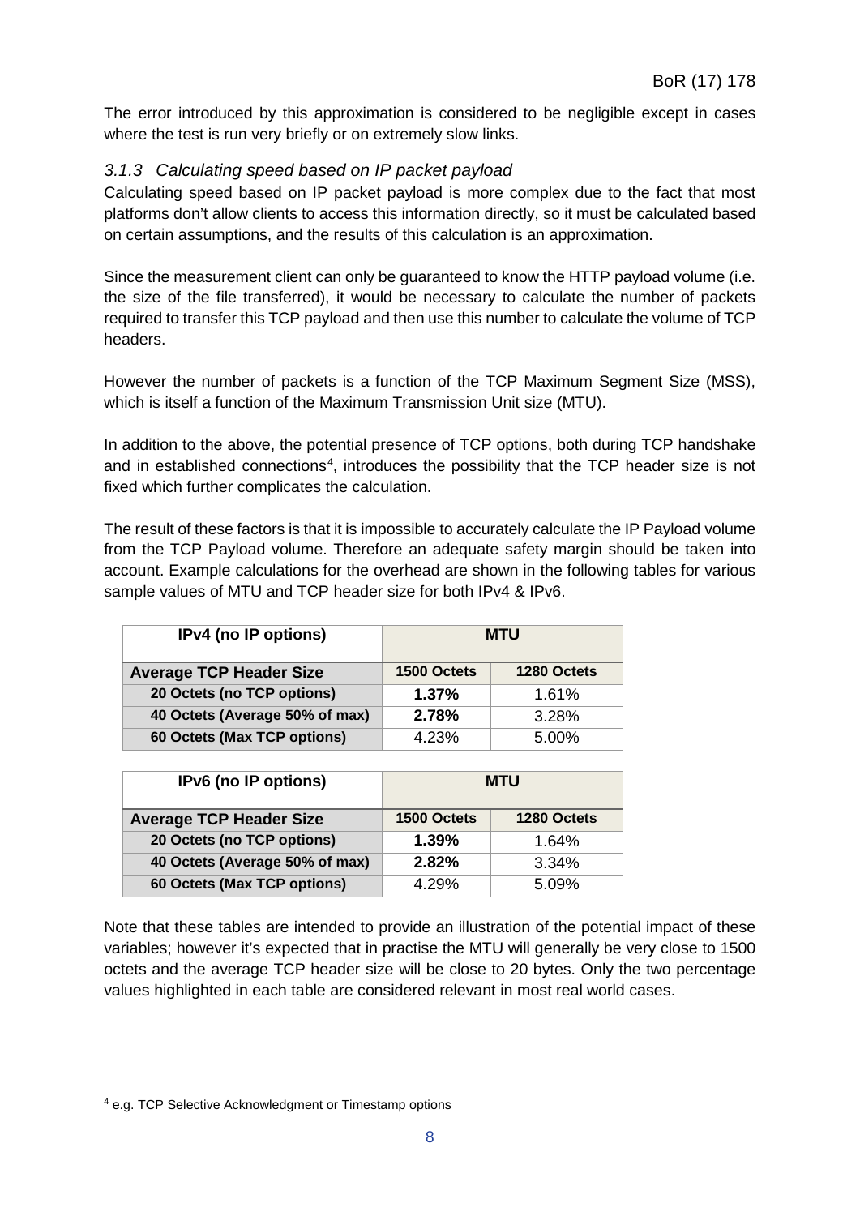The error introduced by this approximation is considered to be negligible except in cases where the test is run very briefly or on extremely slow links.

### *3.1.3 Calculating speed based on IP packet payload*

Calculating speed based on IP packet payload is more complex due to the fact that most platforms don't allow clients to access this information directly, so it must be calculated based on certain assumptions, and the results of this calculation is an approximation.

Since the measurement client can only be guaranteed to know the HTTP payload volume (i.e. the size of the file transferred), it would be necessary to calculate the number of packets required to transfer this TCP payload and then use this number to calculate the volume of TCP headers.

However the number of packets is a function of the TCP Maximum Segment Size (MSS), which is itself a function of the Maximum Transmission Unit size (MTU).

In addition to the above, the potential presence of TCP options, both during TCP handshake and in established connections[4], introduces the possibility that the TCP header size is not fixed which further complicates the calculation.

The result of these factors is that it is impossible to accurately calculate the IP Payload volume from the TCP Payload volume. Therefore an adequate safety margin should be taken into account. Example calculations for the overhead are shown in the following tables for various sample values of MTU and TCP header size for both IPv4 & IPv6.

| **IPv4 (no IP options)** | **MTU** | |
|---|---|---|
| **Average TCP Header Size** | **1500 Octets** | **1280 Octets** |
| **20 Octets (no TCP options)** | **1.37%** | 1.61% |
| **40 Octets (Average 50% of max)** | **2.78%** | 3.28% |
| **60 Octets (Max TCP options)** | 4.23% | 5.00% |

| **IPv6 (no IP options)** | **MTU** | |
|---|---|---|
| **Average TCP Header Size** | **1500 Octets** | **1280 Octets** |
| **20 Octets (no TCP options)** | **1.39%** | 1.64% |
| **40 Octets (Average 50% of max)** | **2.82%** | 3.34% |
| **60 Octets (Max TCP options)** | 4.29% | 5.09% |

Note that these tables are intended to provide an illustration of the potential impact of these variables; however it's expected that in practise the MTU will generally be very close to 1500 octets and the average TCP header size will be close to 20 bytes. Only the two percentage values highlighted in each table are considered relevant in most real world cases.

---

[4] e.g. TCP Selective Acknowledgment or Timestamp options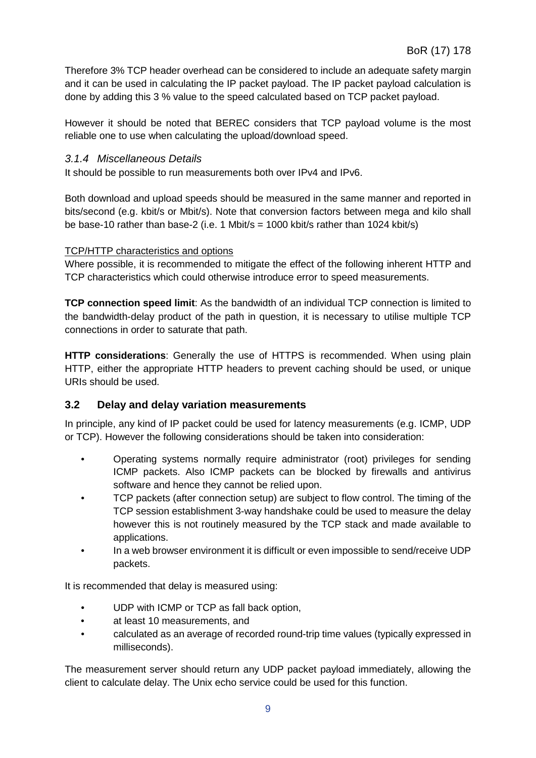Therefore 3% TCP header overhead can be considered to include an adequate safety margin and it can be used in calculating the IP packet payload. The IP packet payload calculation is done by adding this 3 % value to the speed calculated based on TCP packet payload.

However it should be noted that BEREC considers that TCP payload volume is the most reliable one to use when calculating the upload/download speed.

### *3.1.4 Miscellaneous Details*

It should be possible to run measurements both over IPv4 and IPv6.

Both download and upload speeds should be measured in the same manner and reported in bits/second (e.g. kbit/s or Mbit/s). Note that conversion factors between mega and kilo shall be base-10 rather than base-2 (i.e. 1 Mbit/s = 1000 kbit/s rather than 1024 kbit/s)

<u>TCP/HTTP characteristics and options</u>

Where possible, it is recommended to mitigate the effect of the following inherent HTTP and TCP characteristics which could otherwise introduce error to speed measurements.

**TCP connection speed limit**: As the bandwidth of an individual TCP connection is limited to the bandwidth-delay product of the path in question, it is necessary to utilise multiple TCP connections in order to saturate that path.

**HTTP considerations**: Generally the use of HTTPS is recommended. When using plain HTTP, either the appropriate HTTP headers to prevent caching should be used, or unique URIs should be used.

## 3.2 Delay and delay variation measurements

In principle, any kind of IP packet could be used for latency measurements (e.g. ICMP, UDP or TCP). However the following considerations should be taken into consideration:

- Operating systems normally require administrator (root) privileges for sending ICMP packets. Also ICMP packets can be blocked by firewalls and antivirus software and hence they cannot be relied upon.
- TCP packets (after connection setup) are subject to flow control. The timing of the TCP session establishment 3-way handshake could be used to measure the delay however this is not routinely measured by the TCP stack and made available to applications.
- In a web browser environment it is difficult or even impossible to send/receive UDP packets.

It is recommended that delay is measured using:

- UDP with ICMP or TCP as fall back option,
- at least 10 measurements, and
- calculated as an average of recorded round-trip time values (typically expressed in milliseconds).

The measurement server should return any UDP packet payload immediately, allowing the client to calculate delay. The Unix echo service could be used for this function.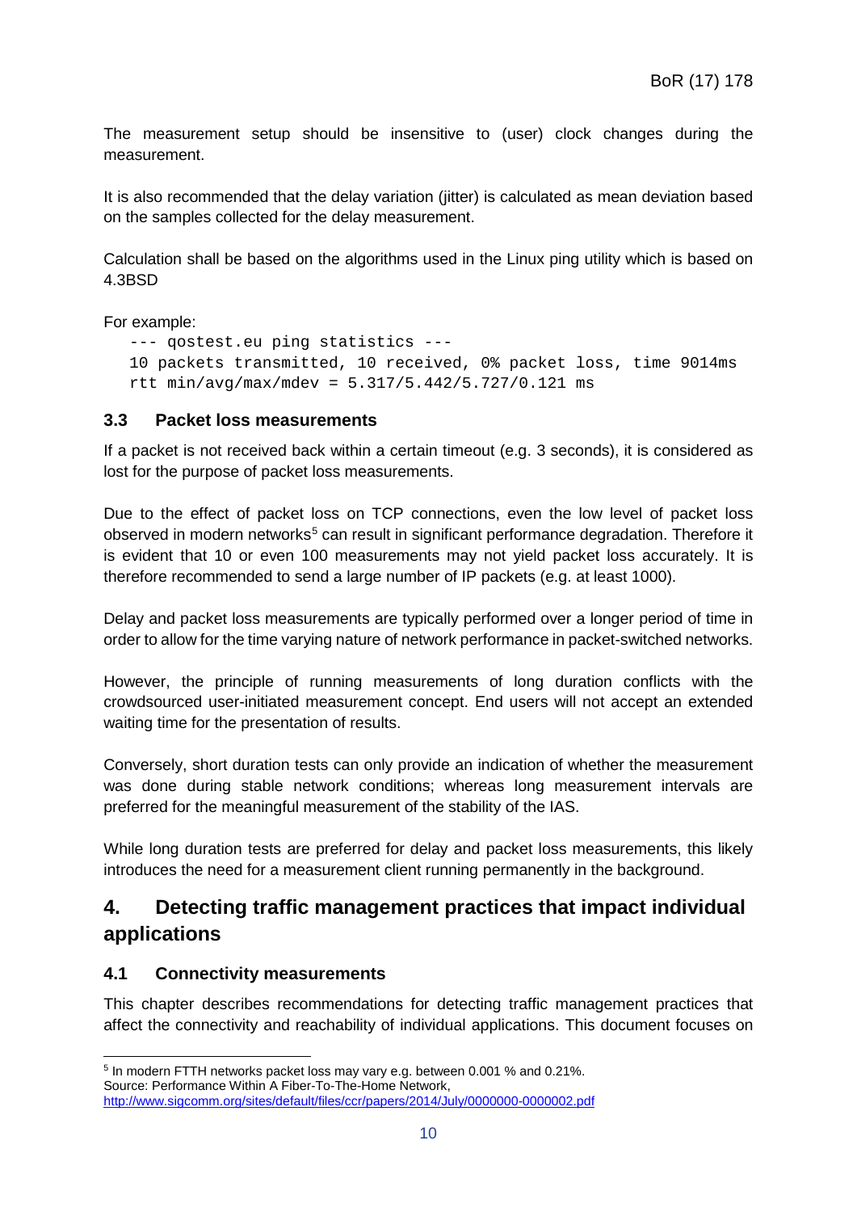The measurement setup should be insensitive to (user) clock changes during the measurement.

It is also recommended that the delay variation (jitter) is calculated as mean deviation based on the samples collected for the delay measurement.

Calculation shall be based on the algorithms used in the Linux ping utility which is based on 4.3BSD

For example:

```
--- qostest.eu ping statistics ---
10 packets transmitted, 10 received, 0% packet loss, time 9014ms
rtt min/avg/max/mdev = 5.317/5.442/5.727/0.121 ms
```

### 3.3 Packet loss measurements

If a packet is not received back within a certain timeout (e.g. 3 seconds), it is considered as lost for the purpose of packet loss measurements.

Due to the effect of packet loss on TCP connections, even the low level of packet loss observed in modern networks[5] can result in significant performance degradation. Therefore it is evident that 10 or even 100 measurements may not yield packet loss accurately. It is therefore recommended to send a large number of IP packets (e.g. at least 1000).

Delay and packet loss measurements are typically performed over a longer period of time in order to allow for the time varying nature of network performance in packet-switched networks.

However, the principle of running measurements of long duration conflicts with the crowdsourced user-initiated measurement concept. End users will not accept an extended waiting time for the presentation of results.

Conversely, short duration tests can only provide an indication of whether the measurement was done during stable network conditions; whereas long measurement intervals are preferred for the meaningful measurement of the stability of the IAS.

While long duration tests are preferred for delay and packet loss measurements, this likely introduces the need for a measurement client running permanently in the background.

## 4. Detecting traffic management practices that impact individual applications

### 4.1 Connectivity measurements

This chapter describes recommendations for detecting traffic management practices that affect the connectivity and reachability of individual applications. This document focuses on

[5] In modern FTTH networks packet loss may vary e.g. between 0.001 % and 0.21%.
Source: Performance Within A Fiber-To-The-Home Network,
http://www.sigcomm.org/sites/default/files/ccr/papers/2014/July/0000000-0000002.pdf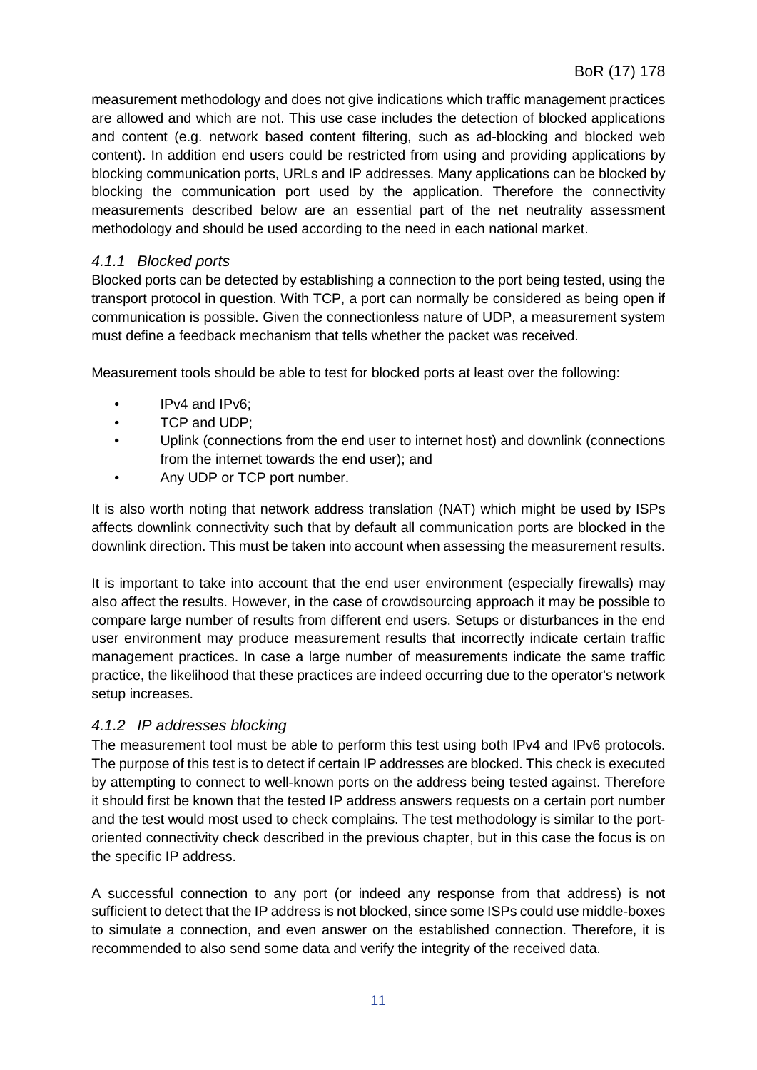measurement methodology and does not give indications which traffic management practices are allowed and which are not. This use case includes the detection of blocked applications and content (e.g. network based content filtering, such as ad-blocking and blocked web content). In addition end users could be restricted from using and providing applications by blocking communication ports, URLs and IP addresses. Many applications can be blocked by blocking the communication port used by the application. Therefore the connectivity measurements described below are an essential part of the net neutrality assessment methodology and should be used according to the need in each national market.

### *4.1.1 Blocked ports*

Blocked ports can be detected by establishing a connection to the port being tested, using the transport protocol in question. With TCP, a port can normally be considered as being open if communication is possible. Given the connectionless nature of UDP, a measurement system must define a feedback mechanism that tells whether the packet was received.

Measurement tools should be able to test for blocked ports at least over the following:

- IPv4 and IPv6;
- TCP and UDP;
- Uplink (connections from the end user to internet host) and downlink (connections from the internet towards the end user); and
- Any UDP or TCP port number.

It is also worth noting that network address translation (NAT) which might be used by ISPs affects downlink connectivity such that by default all communication ports are blocked in the downlink direction. This must be taken into account when assessing the measurement results.

It is important to take into account that the end user environment (especially firewalls) may also affect the results. However, in the case of crowdsourcing approach it may be possible to compare large number of results from different end users. Setups or disturbances in the end user environment may produce measurement results that incorrectly indicate certain traffic management practices. In case a large number of measurements indicate the same traffic practice, the likelihood that these practices are indeed occurring due to the operator's network setup increases.

### *4.1.2 IP addresses blocking*

The measurement tool must be able to perform this test using both IPv4 and IPv6 protocols. The purpose of this test is to detect if certain IP addresses are blocked. This check is executed by attempting to connect to well-known ports on the address being tested against. Therefore it should first be known that the tested IP address answers requests on a certain port number and the test would most used to check complains. The test methodology is similar to the port-oriented connectivity check described in the previous chapter, but in this case the focus is on the specific IP address.

A successful connection to any port (or indeed any response from that address) is not sufficient to detect that the IP address is not blocked, since some ISPs could use middle-boxes to simulate a connection, and even answer on the established connection. Therefore, it is recommended to also send some data and verify the integrity of the received data.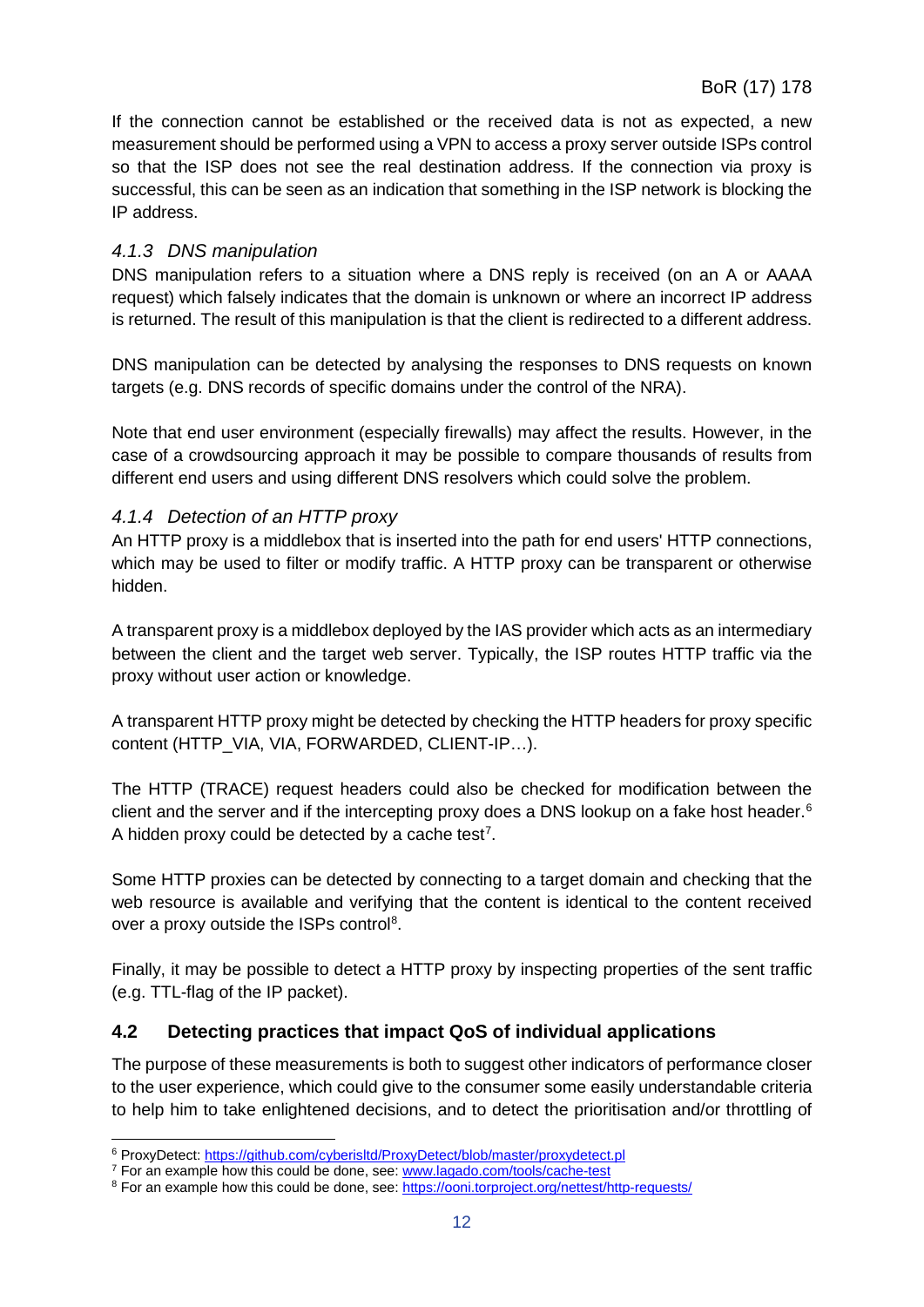If the connection cannot be established or the received data is not as expected, a new measurement should be performed using a VPN to access a proxy server outside ISPs control so that the ISP does not see the real destination address. If the connection via proxy is successful, this can be seen as an indication that something in the ISP network is blocking the IP address.

### *4.1.3 DNS manipulation*

DNS manipulation refers to a situation where a DNS reply is received (on an A or AAAA request) which falsely indicates that the domain is unknown or where an incorrect IP address is returned. The result of this manipulation is that the client is redirected to a different address.

DNS manipulation can be detected by analysing the responses to DNS requests on known targets (e.g. DNS records of specific domains under the control of the NRA).

Note that end user environment (especially firewalls) may affect the results. However, in the case of a crowdsourcing approach it may be possible to compare thousands of results from different end users and using different DNS resolvers which could solve the problem.

### *4.1.4 Detection of an HTTP proxy*

An HTTP proxy is a middlebox that is inserted into the path for end users' HTTP connections, which may be used to filter or modify traffic. A HTTP proxy can be transparent or otherwise hidden.

A transparent proxy is a middlebox deployed by the IAS provider which acts as an intermediary between the client and the target web server. Typically, the ISP routes HTTP traffic via the proxy without user action or knowledge.

A transparent HTTP proxy might be detected by checking the HTTP headers for proxy specific content (HTTP_VIA, VIA, FORWARDED, CLIENT-IP…).

The HTTP (TRACE) request headers could also be checked for modification between the client and the server and if the intercepting proxy does a DNS lookup on a fake host header.[6] A hidden proxy could be detected by a cache test[7].

Some HTTP proxies can be detected by connecting to a target domain and checking that the web resource is available and verifying that the content is identical to the content received over a proxy outside the ISPs control[8].

Finally, it may be possible to detect a HTTP proxy by inspecting properties of the sent traffic (e.g. TTL-flag of the IP packet).

## 4.2 Detecting practices that impact QoS of individual applications

The purpose of these measurements is both to suggest other indicators of performance closer to the user experience, which could give to the consumer some easily understandable criteria to help him to take enlightened decisions, and to detect the prioritisation and/or throttling of

---

[6] ProxyDetect: https://github.com/cyberisltd/ProxyDetect/blob/master/proxydetect.pl

[7] For an example how this could be done, see: www.lagado.com/tools/cache-test

[8] For an example how this could be done, see: https://ooni.torproject.org/nettest/http-requests/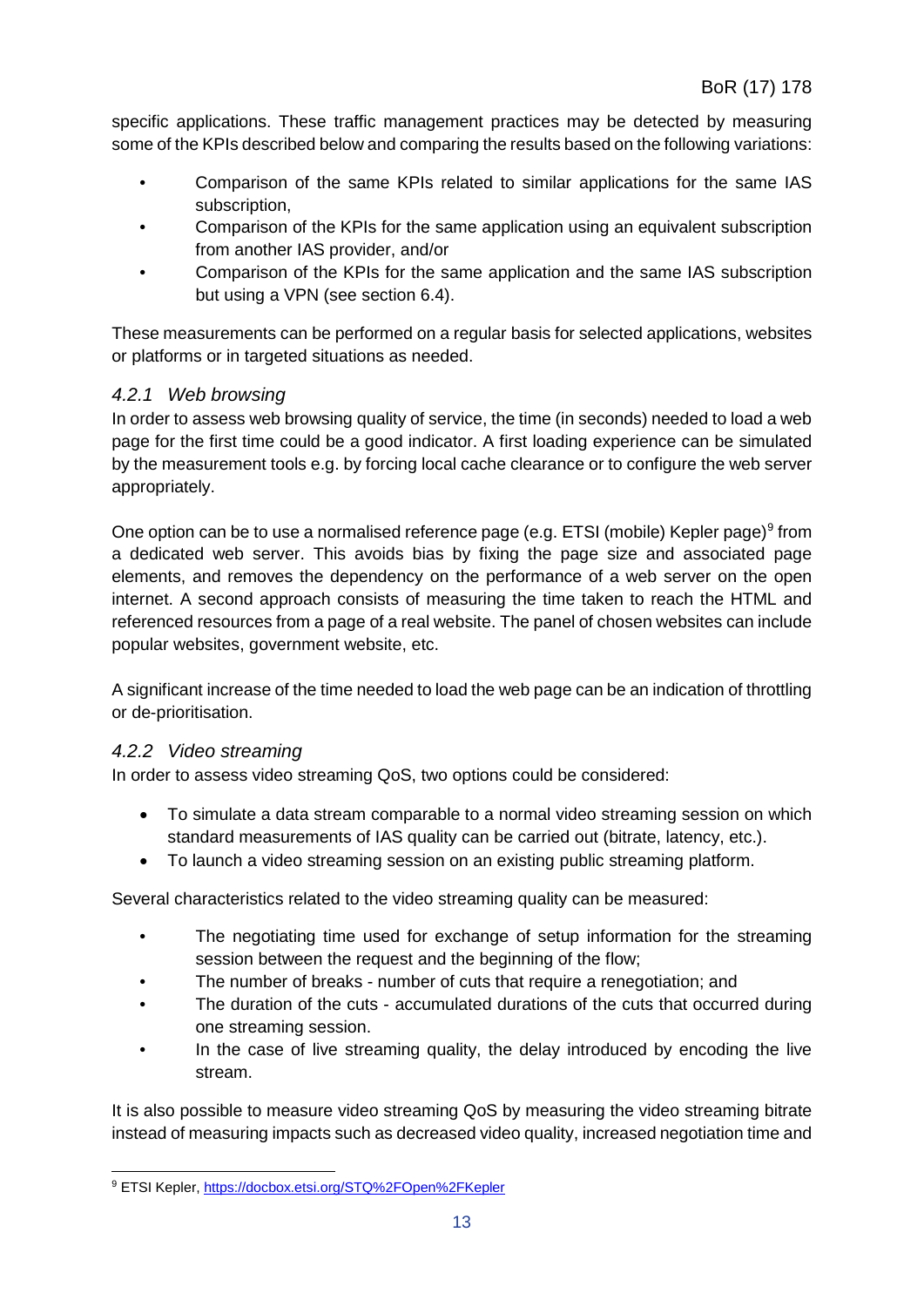specific applications. These traffic management practices may be detected by measuring some of the KPIs described below and comparing the results based on the following variations:

- Comparison of the same KPIs related to similar applications for the same IAS subscription,
- Comparison of the KPIs for the same application using an equivalent subscription from another IAS provider, and/or
- Comparison of the KPIs for the same application and the same IAS subscription but using a VPN (see section 6.4).

These measurements can be performed on a regular basis for selected applications, websites or platforms or in targeted situations as needed.

### *4.2.1 Web browsing*

In order to assess web browsing quality of service, the time (in seconds) needed to load a web page for the first time could be a good indicator. A first loading experience can be simulated by the measurement tools e.g. by forcing local cache clearance or to configure the web server appropriately.

One option can be to use a normalised reference page (e.g. ETSI (mobile) Kepler page)[9] from a dedicated web server. This avoids bias by fixing the page size and associated page elements, and removes the dependency on the performance of a web server on the open internet. A second approach consists of measuring the time taken to reach the HTML and referenced resources from a page of a real website. The panel of chosen websites can include popular websites, government website, etc.

A significant increase of the time needed to load the web page can be an indication of throttling or de-prioritisation.

### *4.2.2 Video streaming*

In order to assess video streaming QoS, two options could be considered:

- To simulate a data stream comparable to a normal video streaming session on which standard measurements of IAS quality can be carried out (bitrate, latency, etc.).
- To launch a video streaming session on an existing public streaming platform.

Several characteristics related to the video streaming quality can be measured:

- The negotiating time used for exchange of setup information for the streaming session between the request and the beginning of the flow;
- The number of breaks - number of cuts that require a renegotiation; and
- The duration of the cuts - accumulated durations of the cuts that occurred during one streaming session.
- In the case of live streaming quality, the delay introduced by encoding the live stream.

It is also possible to measure video streaming QoS by measuring the video streaming bitrate instead of measuring impacts such as decreased video quality, increased negotiation time and

---

[9] ETSI Kepler, https://docbox.etsi.org/STQ%2FOpen%2FKepler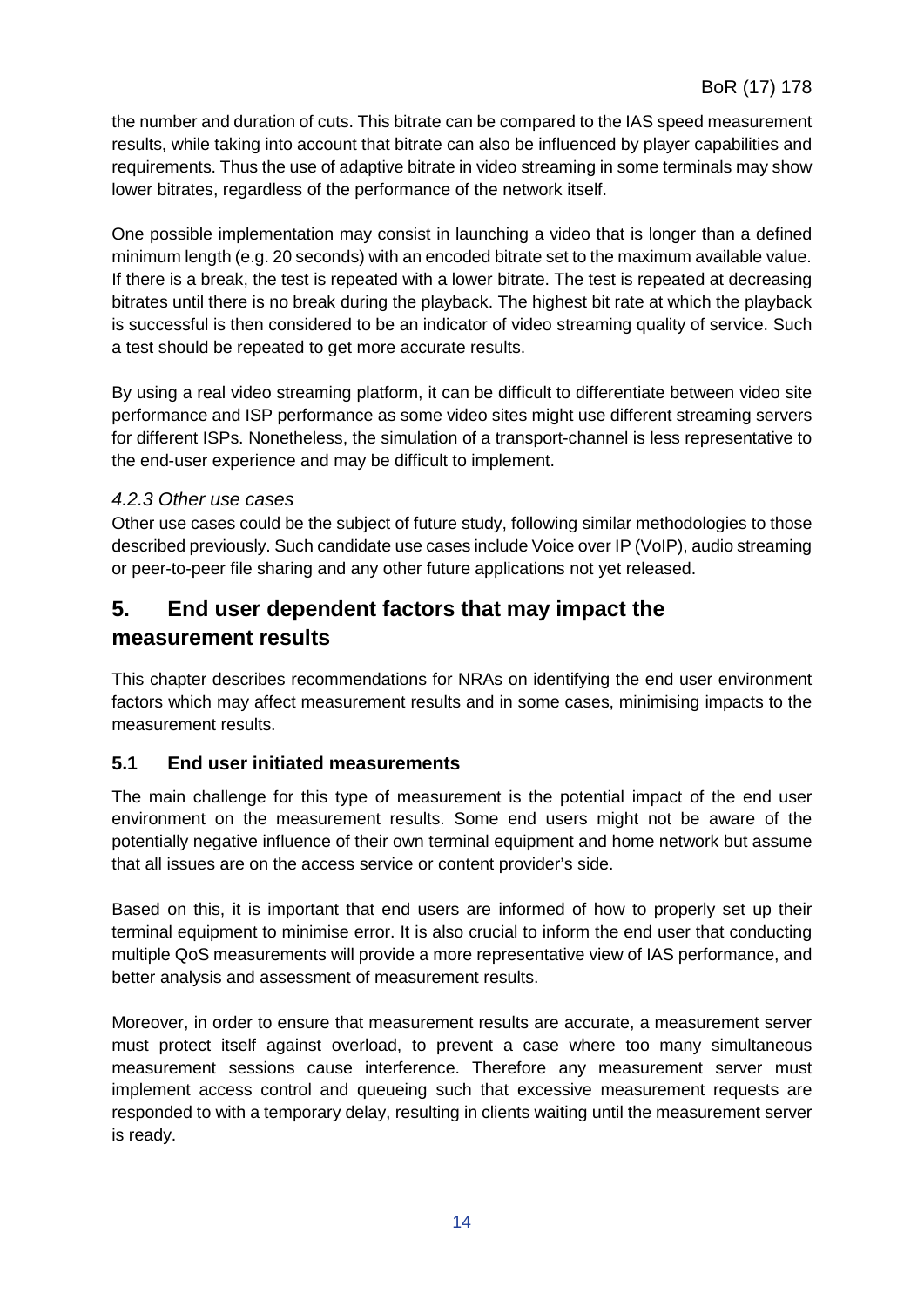the number and duration of cuts. This bitrate can be compared to the IAS speed measurement results, while taking into account that bitrate can also be influenced by player capabilities and requirements. Thus the use of adaptive bitrate in video streaming in some terminals may show lower bitrates, regardless of the performance of the network itself.

One possible implementation may consist in launching a video that is longer than a defined minimum length (e.g. 20 seconds) with an encoded bitrate set to the maximum available value. If there is a break, the test is repeated with a lower bitrate. The test is repeated at decreasing bitrates until there is no break during the playback. The highest bit rate at which the playback is successful is then considered to be an indicator of video streaming quality of service. Such a test should be repeated to get more accurate results.

By using a real video streaming platform, it can be difficult to differentiate between video site performance and ISP performance as some video sites might use different streaming servers for different ISPs. Nonetheless, the simulation of a transport-channel is less representative to the end-user experience and may be difficult to implement.

### *4.2.3 Other use cases*

Other use cases could be the subject of future study, following similar methodologies to those described previously. Such candidate use cases include Voice over IP (VoIP), audio streaming or peer-to-peer file sharing and any other future applications not yet released.

# 5. End user dependent factors that may impact the measurement results

This chapter describes recommendations for NRAs on identifying the end user environment factors which may affect measurement results and in some cases, minimising impacts to the measurement results.

## 5.1 End user initiated measurements

The main challenge for this type of measurement is the potential impact of the end user environment on the measurement results. Some end users might not be aware of the potentially negative influence of their own terminal equipment and home network but assume that all issues are on the access service or content provider's side.

Based on this, it is important that end users are informed of how to properly set up their terminal equipment to minimise error. It is also crucial to inform the end user that conducting multiple QoS measurements will provide a more representative view of IAS performance, and better analysis and assessment of measurement results.

Moreover, in order to ensure that measurement results are accurate, a measurement server must protect itself against overload, to prevent a case where too many simultaneous measurement sessions cause interference. Therefore any measurement server must implement access control and queueing such that excessive measurement requests are responded to with a temporary delay, resulting in clients waiting until the measurement server is ready.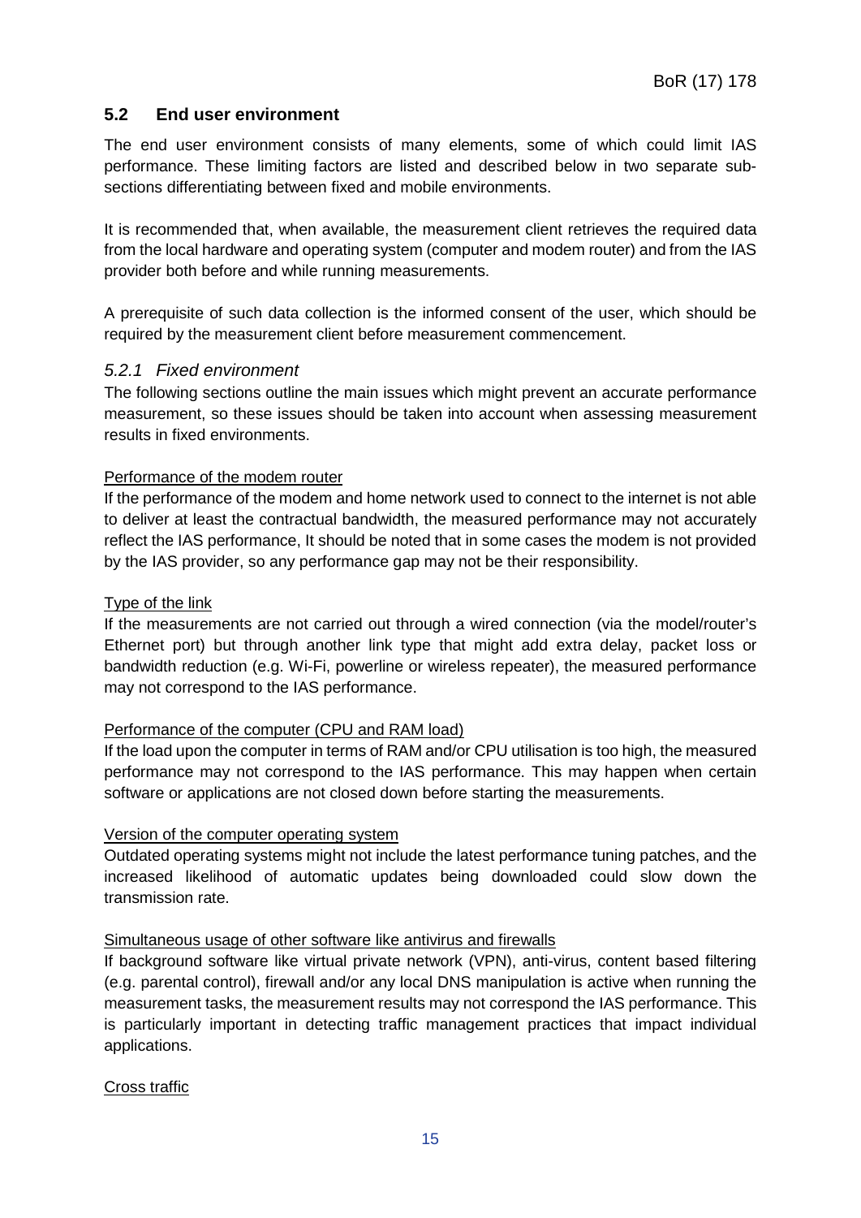## 5.2 End user environment

The end user environment consists of many elements, some of which could limit IAS performance. These limiting factors are listed and described below in two separate sub-sections differentiating between fixed and mobile environments.

It is recommended that, when available, the measurement client retrieves the required data from the local hardware and operating system (computer and modem router) and from the IAS provider both before and while running measurements.

A prerequisite of such data collection is the informed consent of the user, which should be required by the measurement client before measurement commencement.

### *5.2.1 Fixed environment*

The following sections outline the main issues which might prevent an accurate performance measurement, so these issues should be taken into account when assessing measurement results in fixed environments.

<u>Performance of the modem router</u>

If the performance of the modem and home network used to connect to the internet is not able to deliver at least the contractual bandwidth, the measured performance may not accurately reflect the IAS performance, It should be noted that in some cases the modem is not provided by the IAS provider, so any performance gap may not be their responsibility.

<u>Type of the link</u>

If the measurements are not carried out through a wired connection (via the model/router's Ethernet port) but through another link type that might add extra delay, packet loss or bandwidth reduction (e.g. Wi-Fi, powerline or wireless repeater), the measured performance may not correspond to the IAS performance.

<u>Performance of the computer (CPU and RAM load)</u>

If the load upon the computer in terms of RAM and/or CPU utilisation is too high, the measured performance may not correspond to the IAS performance. This may happen when certain software or applications are not closed down before starting the measurements.

<u>Version of the computer operating system</u>

Outdated operating systems might not include the latest performance tuning patches, and the increased likelihood of automatic updates being downloaded could slow down the transmission rate.

<u>Simultaneous usage of other software like antivirus and firewalls</u>

If background software like virtual private network (VPN), anti-virus, content based filtering (e.g. parental control), firewall and/or any local DNS manipulation is active when running the measurement tasks, the measurement results may not correspond the IAS performance. This is particularly important in detecting traffic management practices that impact individual applications.

<u>Cross traffic</u>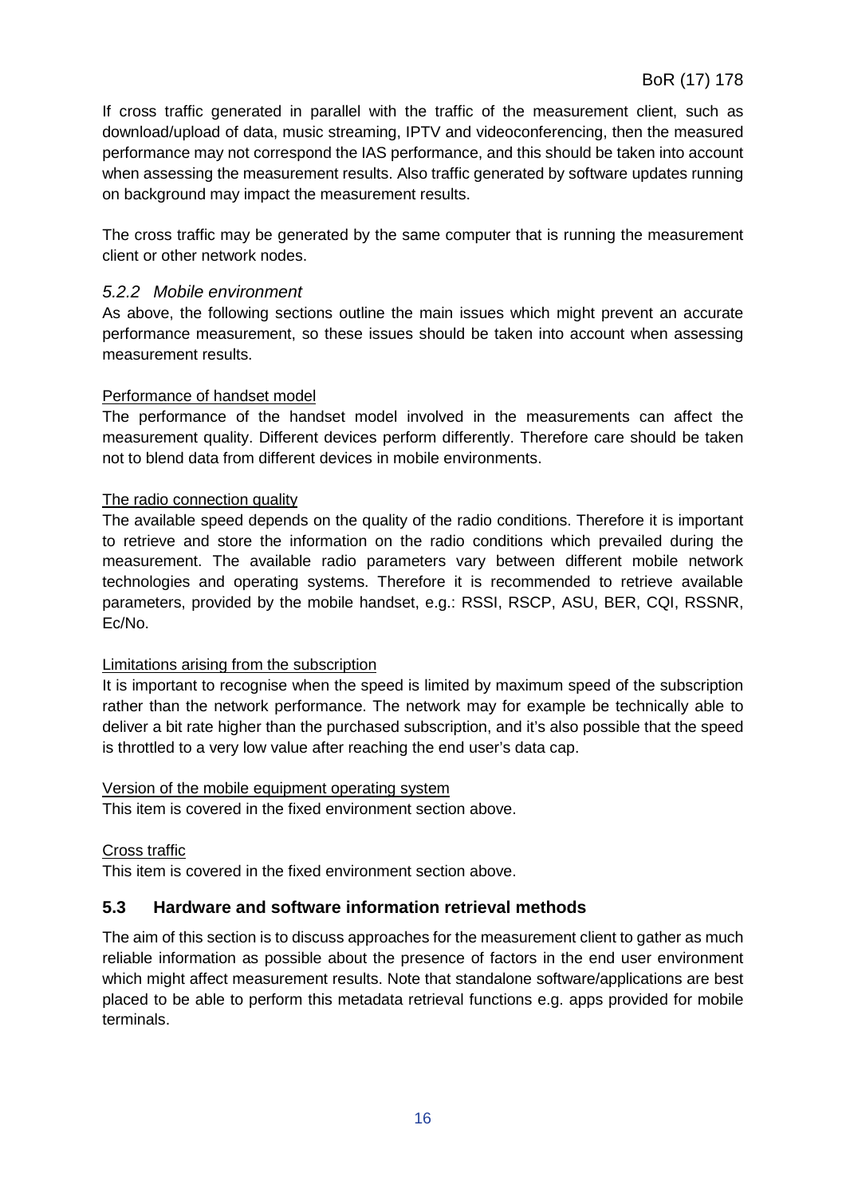If cross traffic generated in parallel with the traffic of the measurement client, such as download/upload of data, music streaming, IPTV and videoconferencing, then the measured performance may not correspond the IAS performance, and this should be taken into account when assessing the measurement results. Also traffic generated by software updates running on background may impact the measurement results.

The cross traffic may be generated by the same computer that is running the measurement client or other network nodes.

### *5.2.2 Mobile environment*

As above, the following sections outline the main issues which might prevent an accurate performance measurement, so these issues should be taken into account when assessing measurement results.

Performance of handset model

The performance of the handset model involved in the measurements can affect the measurement quality. Different devices perform differently. Therefore care should be taken not to blend data from different devices in mobile environments.

The radio connection quality

The available speed depends on the quality of the radio conditions. Therefore it is important to retrieve and store the information on the radio conditions which prevailed during the measurement. The available radio parameters vary between different mobile network technologies and operating systems. Therefore it is recommended to retrieve available parameters, provided by the mobile handset, e.g.: RSSI, RSCP, ASU, BER, CQI, RSSNR, Ec/No.

Limitations arising from the subscription

It is important to recognise when the speed is limited by maximum speed of the subscription rather than the network performance. The network may for example be technically able to deliver a bit rate higher than the purchased subscription, and it's also possible that the speed is throttled to a very low value after reaching the end user's data cap.

Version of the mobile equipment operating system

This item is covered in the fixed environment section above.

Cross traffic

This item is covered in the fixed environment section above.

## 5.3 Hardware and software information retrieval methods

The aim of this section is to discuss approaches for the measurement client to gather as much reliable information as possible about the presence of factors in the end user environment which might affect measurement results. Note that standalone software/applications are best placed to be able to perform this metadata retrieval functions e.g. apps provided for mobile terminals.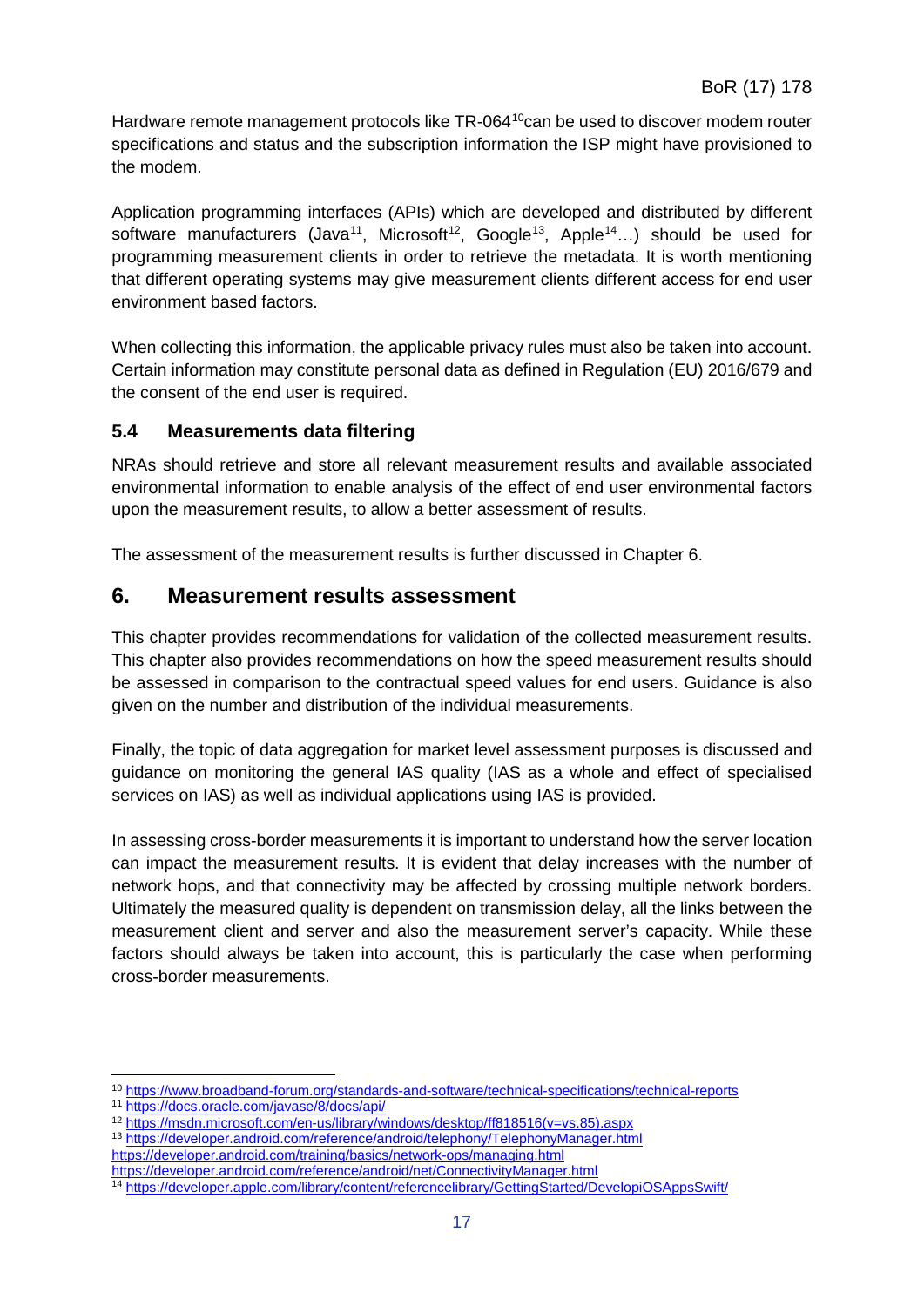Hardware remote management protocols like TR-064[10]can be used to discover modem router specifications and status and the subscription information the ISP might have provisioned to the modem.

Application programming interfaces (APIs) which are developed and distributed by different software manufacturers (Java[11], Microsoft[12], Google[13], Apple[14]…) should be used for programming measurement clients in order to retrieve the metadata. It is worth mentioning that different operating systems may give measurement clients different access for end user environment based factors.

When collecting this information, the applicable privacy rules must also be taken into account. Certain information may constitute personal data as defined in Regulation (EU) 2016/679 and the consent of the end user is required.

### 5.4 Measurements data filtering

NRAs should retrieve and store all relevant measurement results and available associated environmental information to enable analysis of the effect of end user environmental factors upon the measurement results, to allow a better assessment of results.

The assessment of the measurement results is further discussed in Chapter 6.

## 6. Measurement results assessment

This chapter provides recommendations for validation of the collected measurement results. This chapter also provides recommendations on how the speed measurement results should be assessed in comparison to the contractual speed values for end users. Guidance is also given on the number and distribution of the individual measurements.

Finally, the topic of data aggregation for market level assessment purposes is discussed and guidance on monitoring the general IAS quality (IAS as a whole and effect of specialised services on IAS) as well as individual applications using IAS is provided.

In assessing cross-border measurements it is important to understand how the server location can impact the measurement results. It is evident that delay increases with the number of network hops, and that connectivity may be affected by crossing multiple network borders. Ultimately the measured quality is dependent on transmission delay, all the links between the measurement client and server and also the measurement server's capacity. While these factors should always be taken into account, this is particularly the case when performing cross-border measurements.

---

[10] https://www.broadband-forum.org/standards-and-software/technical-specifications/technical-reports

[11] https://docs.oracle.com/javase/8/docs/api/

[12] https://msdn.microsoft.com/en-us/library/windows/desktop/ff818516(v=vs.85).aspx

[13] https://developer.android.com/reference/android/telephony/TelephonyManager.html
https://developer.android.com/training/basics/network-ops/managing.html
https://developer.android.com/reference/android/net/ConnectivityManager.html

[14] https://developer.apple.com/library/content/referencelibrary/GettingStarted/DevelopiOSAppsSwift/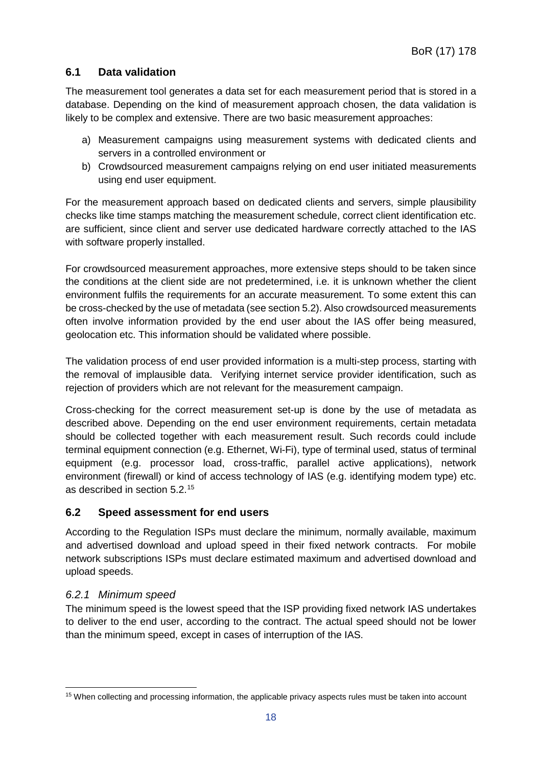## 6.1 Data validation

The measurement tool generates a data set for each measurement period that is stored in a database. Depending on the kind of measurement approach chosen, the data validation is likely to be complex and extensive. There are two basic measurement approaches:

a) Measurement campaigns using measurement systems with dedicated clients and servers in a controlled environment or
b) Crowdsourced measurement campaigns relying on end user initiated measurements using end user equipment.

For the measurement approach based on dedicated clients and servers, simple plausibility checks like time stamps matching the measurement schedule, correct client identification etc. are sufficient, since client and server use dedicated hardware correctly attached to the IAS with software properly installed.

For crowdsourced measurement approaches, more extensive steps should to be taken since the conditions at the client side are not predetermined, i.e. it is unknown whether the client environment fulfils the requirements for an accurate measurement. To some extent this can be cross-checked by the use of metadata (see section 5.2). Also crowdsourced measurements often involve information provided by the end user about the IAS offer being measured, geolocation etc. This information should be validated where possible.

The validation process of end user provided information is a multi-step process, starting with the removal of implausible data. Verifying internet service provider identification, such as rejection of providers which are not relevant for the measurement campaign.

Cross-checking for the correct measurement set-up is done by the use of metadata as described above. Depending on the end user environment requirements, certain metadata should be collected together with each measurement result. Such records could include terminal equipment connection (e.g. Ethernet, Wi-Fi), type of terminal used, status of terminal equipment (e.g. processor load, cross-traffic, parallel active applications), network environment (firewall) or kind of access technology of IAS (e.g. identifying modem type) etc. as described in section 5.2.[15]

## 6.2 Speed assessment for end users

According to the Regulation ISPs must declare the minimum, normally available, maximum and advertised download and upload speed in their fixed network contracts. For mobile network subscriptions ISPs must declare estimated maximum and advertised download and upload speeds.

### *6.2.1 Minimum speed*

The minimum speed is the lowest speed that the ISP providing fixed network IAS undertakes to deliver to the end user, according to the contract. The actual speed should not be lower than the minimum speed, except in cases of interruption of the IAS.

[15] When collecting and processing information, the applicable privacy aspects rules must be taken into account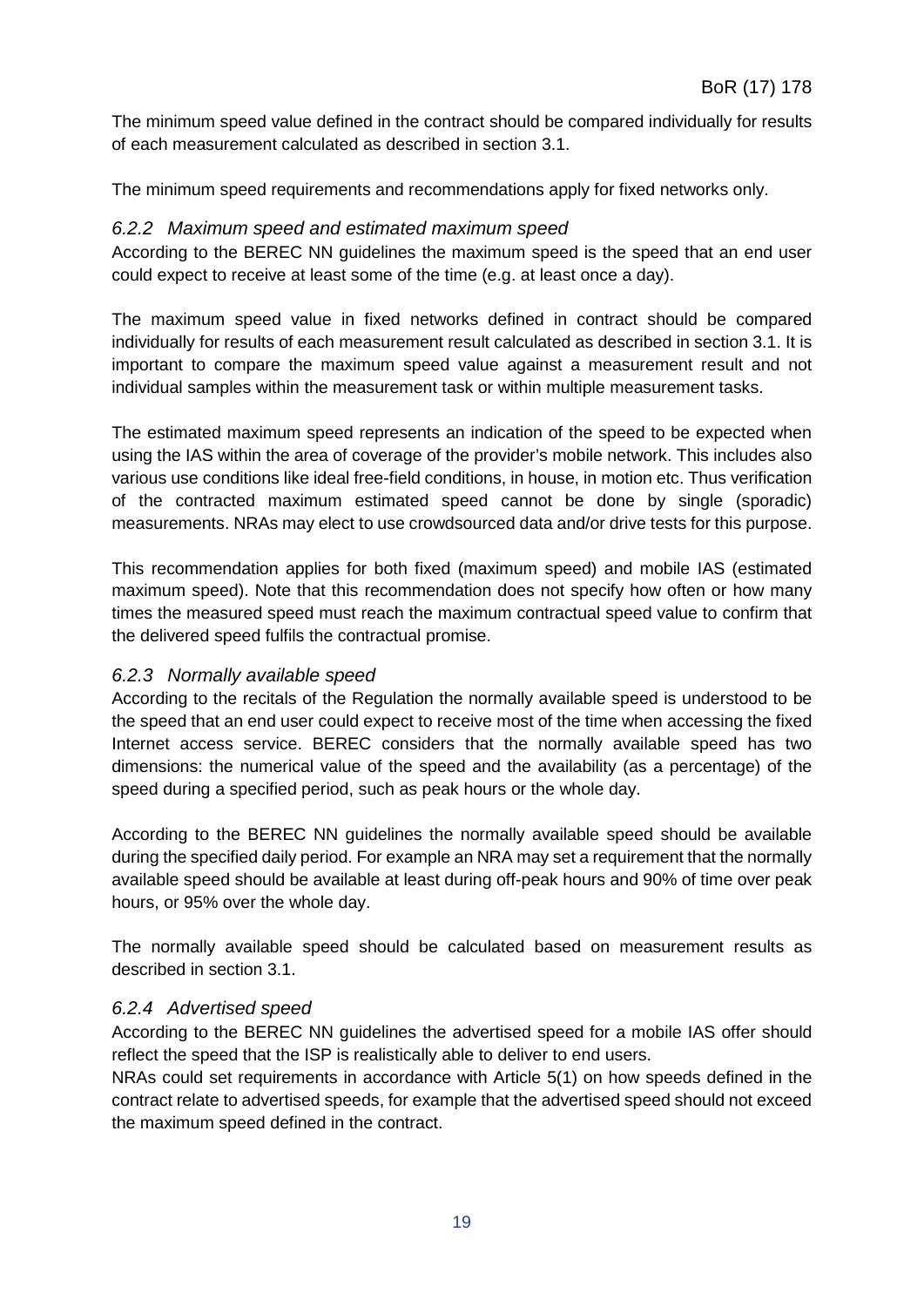The minimum speed value defined in the contract should be compared individually for results of each measurement calculated as described in section 3.1.

The minimum speed requirements and recommendations apply for fixed networks only.

### *6.2.2 Maximum speed and estimated maximum speed*

According to the BEREC NN guidelines the maximum speed is the speed that an end user could expect to receive at least some of the time (e.g. at least once a day).

The maximum speed value in fixed networks defined in contract should be compared individually for results of each measurement result calculated as described in section 3.1. It is important to compare the maximum speed value against a measurement result and not individual samples within the measurement task or within multiple measurement tasks.

The estimated maximum speed represents an indication of the speed to be expected when using the IAS within the area of coverage of the provider's mobile network. This includes also various use conditions like ideal free-field conditions, in house, in motion etc. Thus verification of the contracted maximum estimated speed cannot be done by single (sporadic) measurements. NRAs may elect to use crowdsourced data and/or drive tests for this purpose.

This recommendation applies for both fixed (maximum speed) and mobile IAS (estimated maximum speed). Note that this recommendation does not specify how often or how many times the measured speed must reach the maximum contractual speed value to confirm that the delivered speed fulfils the contractual promise.

### *6.2.3 Normally available speed*

According to the recitals of the Regulation the normally available speed is understood to be the speed that an end user could expect to receive most of the time when accessing the fixed Internet access service. BEREC considers that the normally available speed has two dimensions: the numerical value of the speed and the availability (as a percentage) of the speed during a specified period, such as peak hours or the whole day.

According to the BEREC NN guidelines the normally available speed should be available during the specified daily period. For example an NRA may set a requirement that the normally available speed should be available at least during off-peak hours and 90% of time over peak hours, or 95% over the whole day.

The normally available speed should be calculated based on measurement results as described in section 3.1.

### *6.2.4 Advertised speed*

According to the BEREC NN guidelines the advertised speed for a mobile IAS offer should reflect the speed that the ISP is realistically able to deliver to end users.
NRAs could set requirements in accordance with Article 5(1) on how speeds defined in the contract relate to advertised speeds, for example that the advertised speed should not exceed the maximum speed defined in the contract.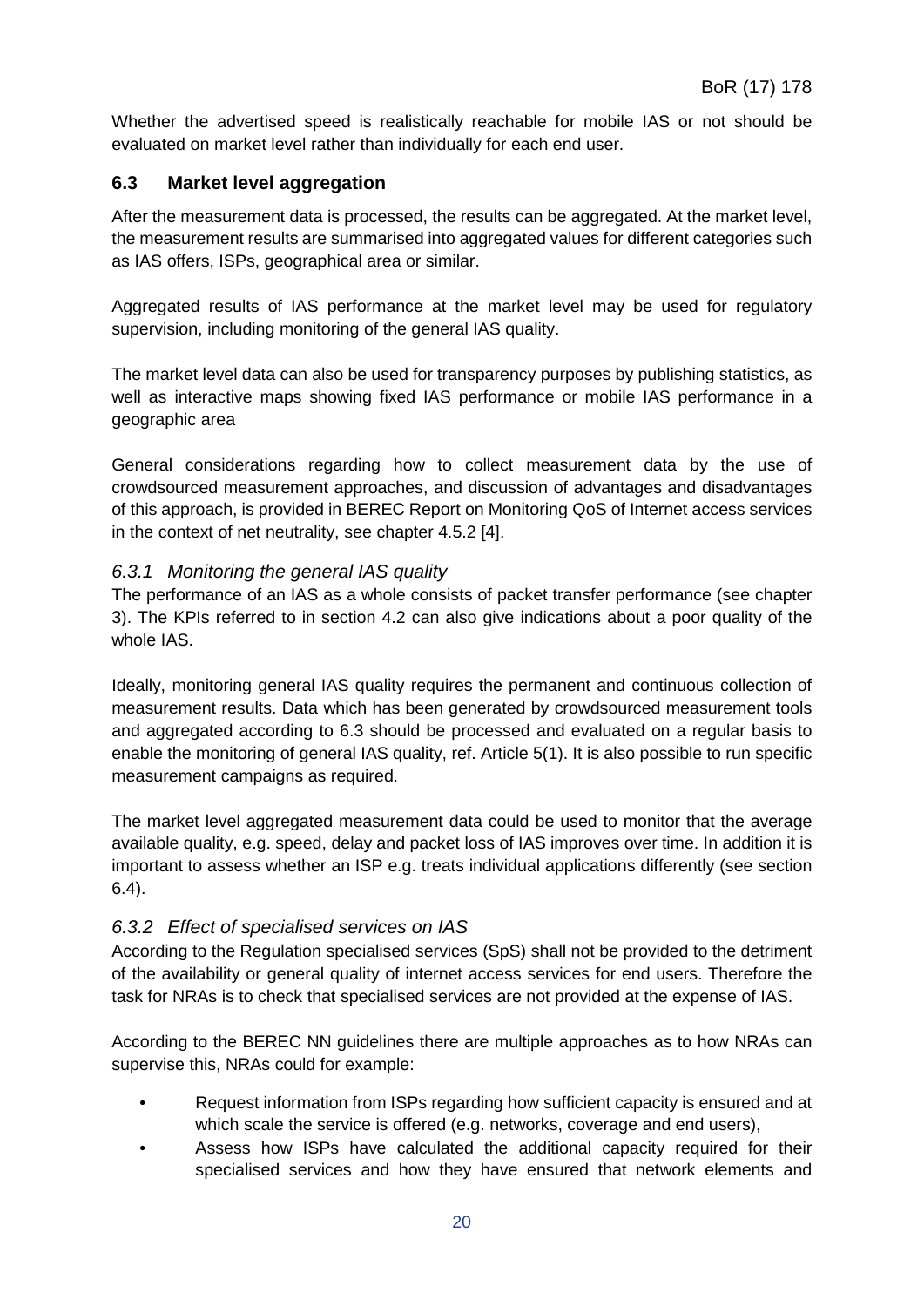Whether the advertised speed is realistically reachable for mobile IAS or not should be evaluated on market level rather than individually for each end user.

## 6.3 Market level aggregation

After the measurement data is processed, the results can be aggregated. At the market level, the measurement results are summarised into aggregated values for different categories such as IAS offers, ISPs, geographical area or similar.

Aggregated results of IAS performance at the market level may be used for regulatory supervision, including monitoring of the general IAS quality.

The market level data can also be used for transparency purposes by publishing statistics, as well as interactive maps showing fixed IAS performance or mobile IAS performance in a geographic area

General considerations regarding how to collect measurement data by the use of crowdsourced measurement approaches, and discussion of advantages and disadvantages of this approach, is provided in BEREC Report on Monitoring QoS of Internet access services in the context of net neutrality, see chapter 4.5.2 [4].

### *6.3.1 Monitoring the general IAS quality*

The performance of an IAS as a whole consists of packet transfer performance (see chapter 3). The KPIs referred to in section 4.2 can also give indications about a poor quality of the whole IAS.

Ideally, monitoring general IAS quality requires the permanent and continuous collection of measurement results. Data which has been generated by crowdsourced measurement tools and aggregated according to 6.3 should be processed and evaluated on a regular basis to enable the monitoring of general IAS quality, ref. Article 5(1). It is also possible to run specific measurement campaigns as required.

The market level aggregated measurement data could be used to monitor that the average available quality, e.g. speed, delay and packet loss of IAS improves over time. In addition it is important to assess whether an ISP e.g. treats individual applications differently (see section 6.4).

### *6.3.2 Effect of specialised services on IAS*

According to the Regulation specialised services (SpS) shall not be provided to the detriment of the availability or general quality of internet access services for end users. Therefore the task for NRAs is to check that specialised services are not provided at the expense of IAS.

According to the BEREC NN guidelines there are multiple approaches as to how NRAs can supervise this, NRAs could for example:

- Request information from ISPs regarding how sufficient capacity is ensured and at which scale the service is offered (e.g. networks, coverage and end users),
- Assess how ISPs have calculated the additional capacity required for their specialised services and how they have ensured that network elements and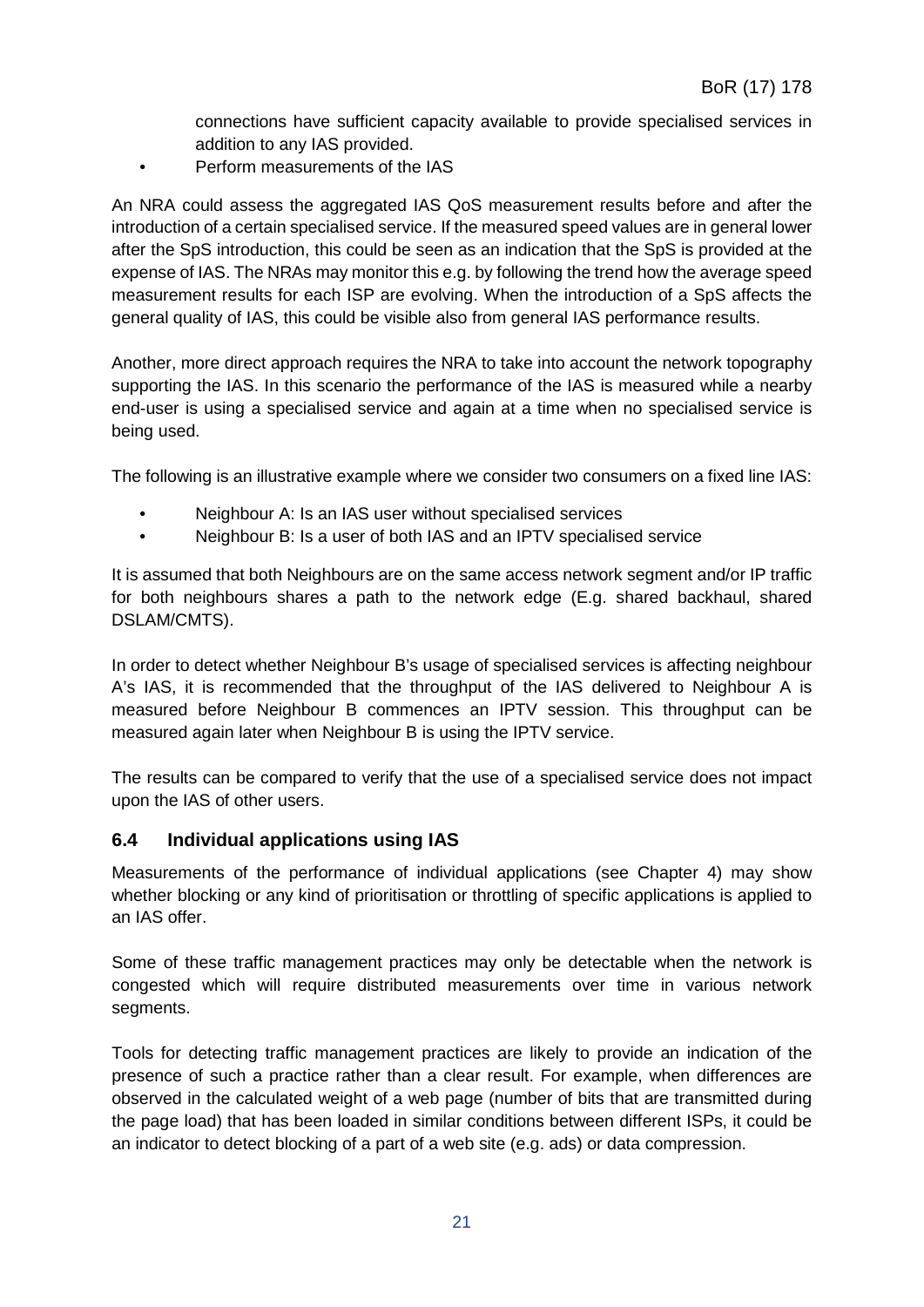connections have sufficient capacity available to provide specialised services in addition to any IAS provided.

- Perform measurements of the IAS

An NRA could assess the aggregated IAS QoS measurement results before and after the introduction of a certain specialised service. If the measured speed values are in general lower after the SpS introduction, this could be seen as an indication that the SpS is provided at the expense of IAS. The NRAs may monitor this e.g. by following the trend how the average speed measurement results for each ISP are evolving. When the introduction of a SpS affects the general quality of IAS, this could be visible also from general IAS performance results.

Another, more direct approach requires the NRA to take into account the network topography supporting the IAS. In this scenario the performance of the IAS is measured while a nearby end-user is using a specialised service and again at a time when no specialised service is being used.

The following is an illustrative example where we consider two consumers on a fixed line IAS:

- Neighbour A: Is an IAS user without specialised services
- Neighbour B: Is a user of both IAS and an IPTV specialised service

It is assumed that both Neighbours are on the same access network segment and/or IP traffic for both neighbours shares a path to the network edge (E.g. shared backhaul, shared DSLAM/CMTS).

In order to detect whether Neighbour B's usage of specialised services is affecting neighbour A's IAS, it is recommended that the throughput of the IAS delivered to Neighbour A is measured before Neighbour B commences an IPTV session. This throughput can be measured again later when Neighbour B is using the IPTV service.

The results can be compared to verify that the use of a specialised service does not impact upon the IAS of other users.

### 6.4 Individual applications using IAS

Measurements of the performance of individual applications (see Chapter 4) may show whether blocking or any kind of prioritisation or throttling of specific applications is applied to an IAS offer.

Some of these traffic management practices may only be detectable when the network is congested which will require distributed measurements over time in various network segments.

Tools for detecting traffic management practices are likely to provide an indication of the presence of such a practice rather than a clear result. For example, when differences are observed in the calculated weight of a web page (number of bits that are transmitted during the page load) that has been loaded in similar conditions between different ISPs, it could be an indicator to detect blocking of a part of a web site (e.g. ads) or data compression.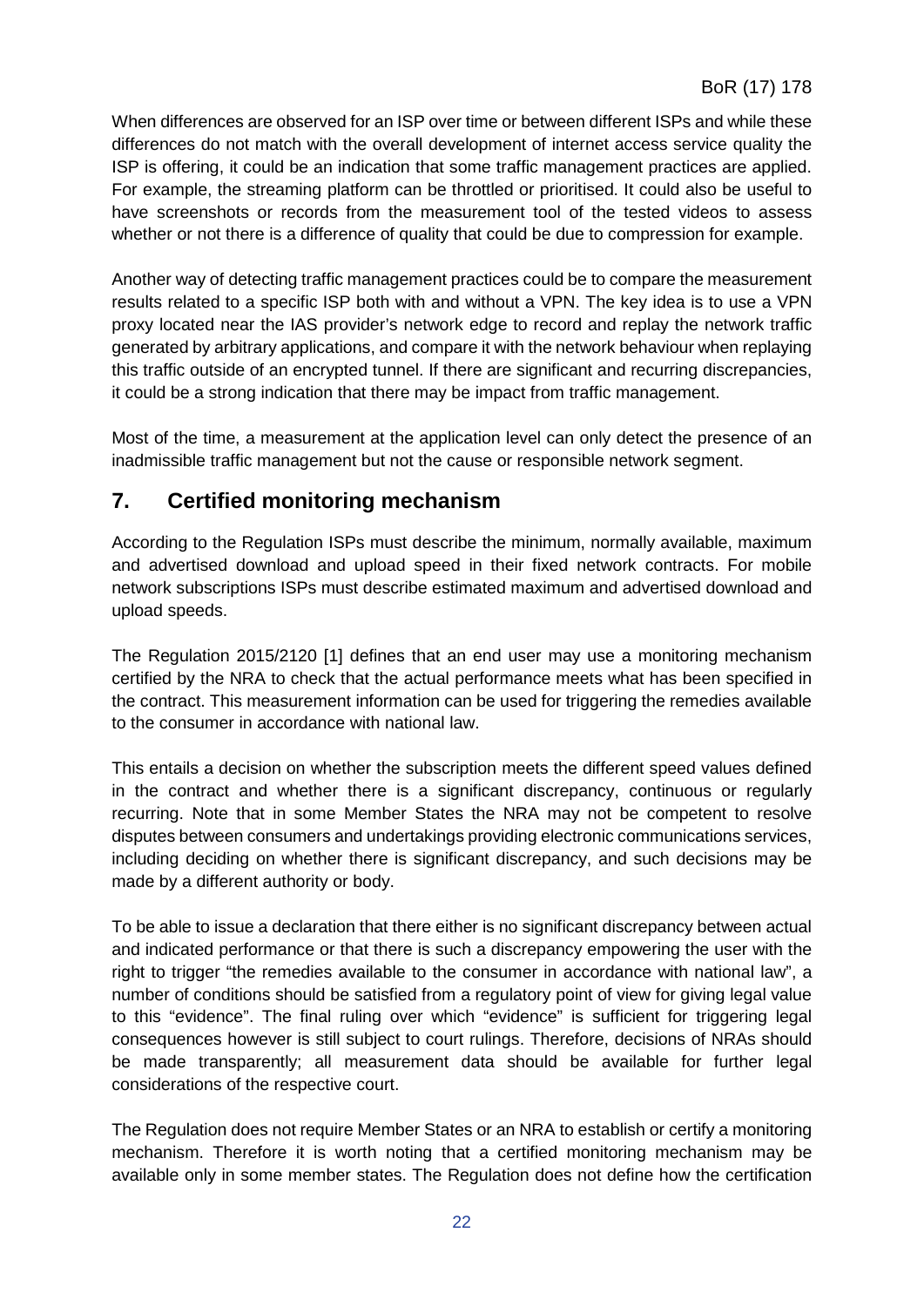When differences are observed for an ISP over time or between different ISPs and while these differences do not match with the overall development of internet access service quality the ISP is offering, it could be an indication that some traffic management practices are applied. For example, the streaming platform can be throttled or prioritised. It could also be useful to have screenshots or records from the measurement tool of the tested videos to assess whether or not there is a difference of quality that could be due to compression for example.

Another way of detecting traffic management practices could be to compare the measurement results related to a specific ISP both with and without a VPN. The key idea is to use a VPN proxy located near the IAS provider's network edge to record and replay the network traffic generated by arbitrary applications, and compare it with the network behaviour when replaying this traffic outside of an encrypted tunnel. If there are significant and recurring discrepancies, it could be a strong indication that there may be impact from traffic management.

Most of the time, a measurement at the application level can only detect the presence of an inadmissible traffic management but not the cause or responsible network segment.

## 7. Certified monitoring mechanism

According to the Regulation ISPs must describe the minimum, normally available, maximum and advertised download and upload speed in their fixed network contracts. For mobile network subscriptions ISPs must describe estimated maximum and advertised download and upload speeds.

The Regulation 2015/2120 [1] defines that an end user may use a monitoring mechanism certified by the NRA to check that the actual performance meets what has been specified in the contract. This measurement information can be used for triggering the remedies available to the consumer in accordance with national law.

This entails a decision on whether the subscription meets the different speed values defined in the contract and whether there is a significant discrepancy, continuous or regularly recurring. Note that in some Member States the NRA may not be competent to resolve disputes between consumers and undertakings providing electronic communications services, including deciding on whether there is significant discrepancy, and such decisions may be made by a different authority or body.

To be able to issue a declaration that there either is no significant discrepancy between actual and indicated performance or that there is such a discrepancy empowering the user with the right to trigger "the remedies available to the consumer in accordance with national law", a number of conditions should be satisfied from a regulatory point of view for giving legal value to this "evidence". The final ruling over which "evidence" is sufficient for triggering legal consequences however is still subject to court rulings. Therefore, decisions of NRAs should be made transparently; all measurement data should be available for further legal considerations of the respective court.

The Regulation does not require Member States or an NRA to establish or certify a monitoring mechanism. Therefore it is worth noting that a certified monitoring mechanism may be available only in some member states. The Regulation does not define how the certification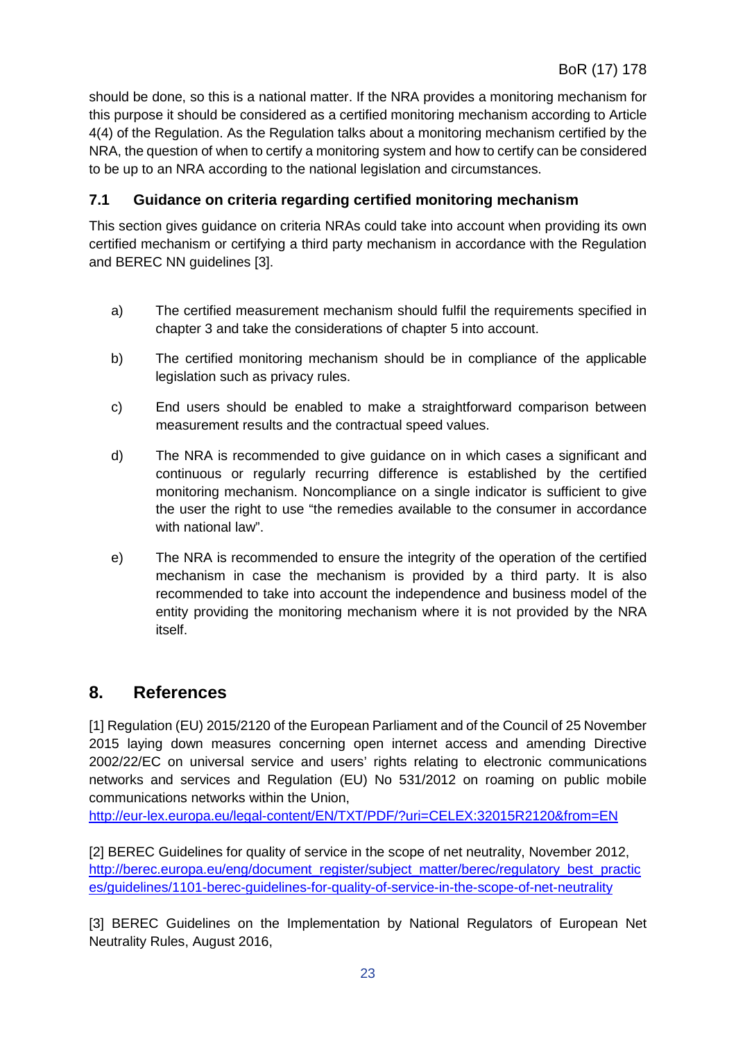should be done, so this is a national matter. If the NRA provides a monitoring mechanism for this purpose it should be considered as a certified monitoring mechanism according to Article 4(4) of the Regulation. As the Regulation talks about a monitoring mechanism certified by the NRA, the question of when to certify a monitoring system and how to certify can be considered to be up to an NRA according to the national legislation and circumstances.

### 7.1 Guidance on criteria regarding certified monitoring mechanism

This section gives guidance on criteria NRAs could take into account when providing its own certified mechanism or certifying a third party mechanism in accordance with the Regulation and BEREC NN guidelines [3].

a) The certified measurement mechanism should fulfil the requirements specified in chapter 3 and take the considerations of chapter 5 into account.

b) The certified monitoring mechanism should be in compliance of the applicable legislation such as privacy rules.

c) End users should be enabled to make a straightforward comparison between measurement results and the contractual speed values.

d) The NRA is recommended to give guidance on in which cases a significant and continuous or regularly recurring difference is established by the certified monitoring mechanism. Noncompliance on a single indicator is sufficient to give the user the right to use "the remedies available to the consumer in accordance with national law".

e) The NRA is recommended to ensure the integrity of the operation of the certified mechanism in case the mechanism is provided by a third party. It is also recommended to take into account the independence and business model of the entity providing the monitoring mechanism where it is not provided by the NRA itself.

## 8. References

[1] Regulation (EU) 2015/2120 of the European Parliament and of the Council of 25 November 2015 laying down measures concerning open internet access and amending Directive 2002/22/EC on universal service and users' rights relating to electronic communications networks and services and Regulation (EU) No 531/2012 on roaming on public mobile communications networks within the Union,
http://eur-lex.europa.eu/legal-content/EN/TXT/PDF/?uri=CELEX:32015R2120&from=EN

[2] BEREC Guidelines for quality of service in the scope of net neutrality, November 2012,
http://berec.europa.eu/eng/document_register/subject_matter/berec/regulatory_best_practices/guidelines/1101-berec-guidelines-for-quality-of-service-in-the-scope-of-net-neutrality

[3] BEREC Guidelines on the Implementation by National Regulators of European Net Neutrality Rules, August 2016,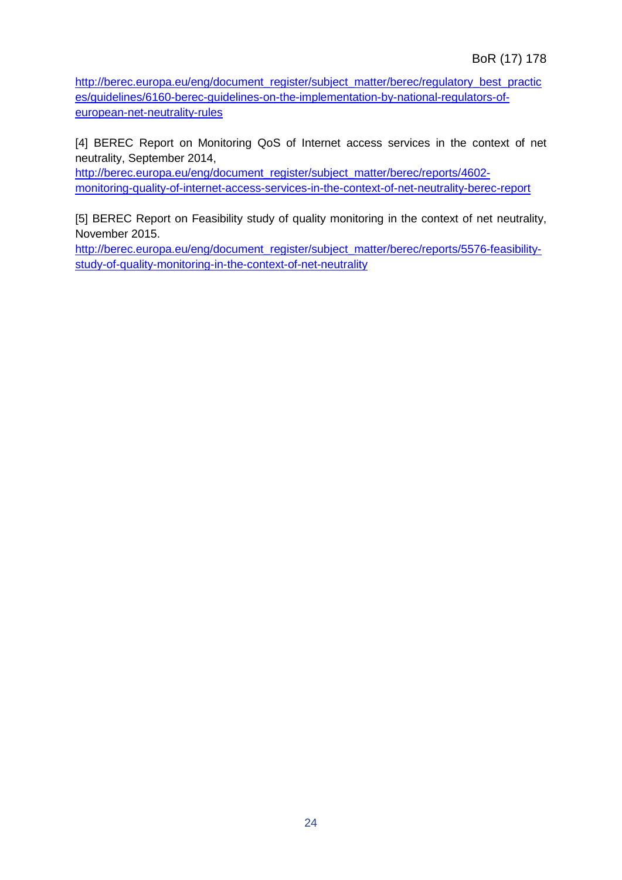http://berec.europa.eu/eng/document_register/subject_matter/berec/regulatory_best_practices/guidelines/6160-berec-guidelines-on-the-implementation-by-national-regulators-of-european-net-neutrality-rules

[4] BEREC Report on Monitoring QoS of Internet access services in the context of net neutrality, September 2014,
http://berec.europa.eu/eng/document_register/subject_matter/berec/reports/4602-monitoring-quality-of-internet-access-services-in-the-context-of-net-neutrality-berec-report

[5] BEREC Report on Feasibility study of quality monitoring in the context of net neutrality, November 2015.
http://berec.europa.eu/eng/document_register/subject_matter/berec/reports/5576-feasibility-study-of-quality-monitoring-in-the-context-of-net-neutrality